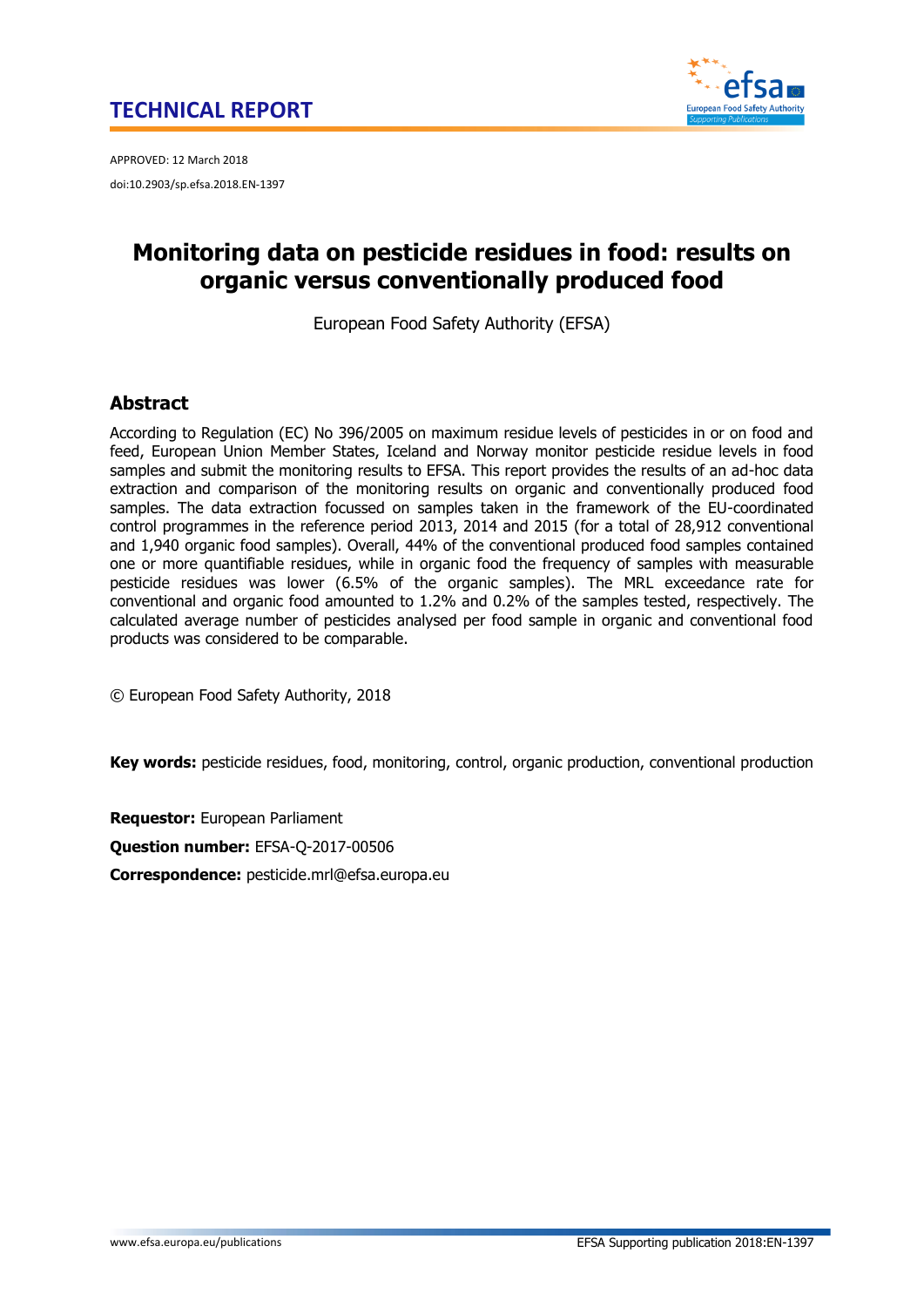**TECHNICAL REPORT**

APPROVED: 12 March 2018

doi:10.2903/sp.efsa.2018.EN-1397

# Monitoring data on pesticide residues in food: results on organic versus conventionally produced food

European Food Safety Authority (EFSA)

## Abstract

According to Regulation (EC) No 396/2005 on maximum residue levels of pesticides in or on food and feed, European Union Member States, Iceland and Norway monitor pesticide residue levels in food samples and submit the monitoring results to EFSA. This report provides the results of an ad-hoc data extraction and comparison of the monitoring results on organic and conventionally produced food samples. The data extraction focussed on samples taken in the framework of the EU-coordinated control programmes in the reference period 2013, 2014 and 2015 (for a total of 28,912 conventional and 1,940 organic food samples). Overall, 44% of the conventional produced food samples contained one or more quantifiable residues, while in organic food the frequency of samples with measurable pesticide residues was lower (6.5% of the organic samples). The MRL exceedance rate for conventional and organic food amounted to 1.2% and 0.2% of the samples tested, respectively. The calculated average number of pesticides analysed per food sample in organic and conventional food products was considered to be comparable.

© European Food Safety Authority, 2018

**Key words:** pesticide residues, food, monitoring, control, organic production, conventional production

**Requestor:** European Parliament

**Question number:** EFSA-Q-2017-00506

**Correspondence:** pesticide.mrl@efsa.europa.eu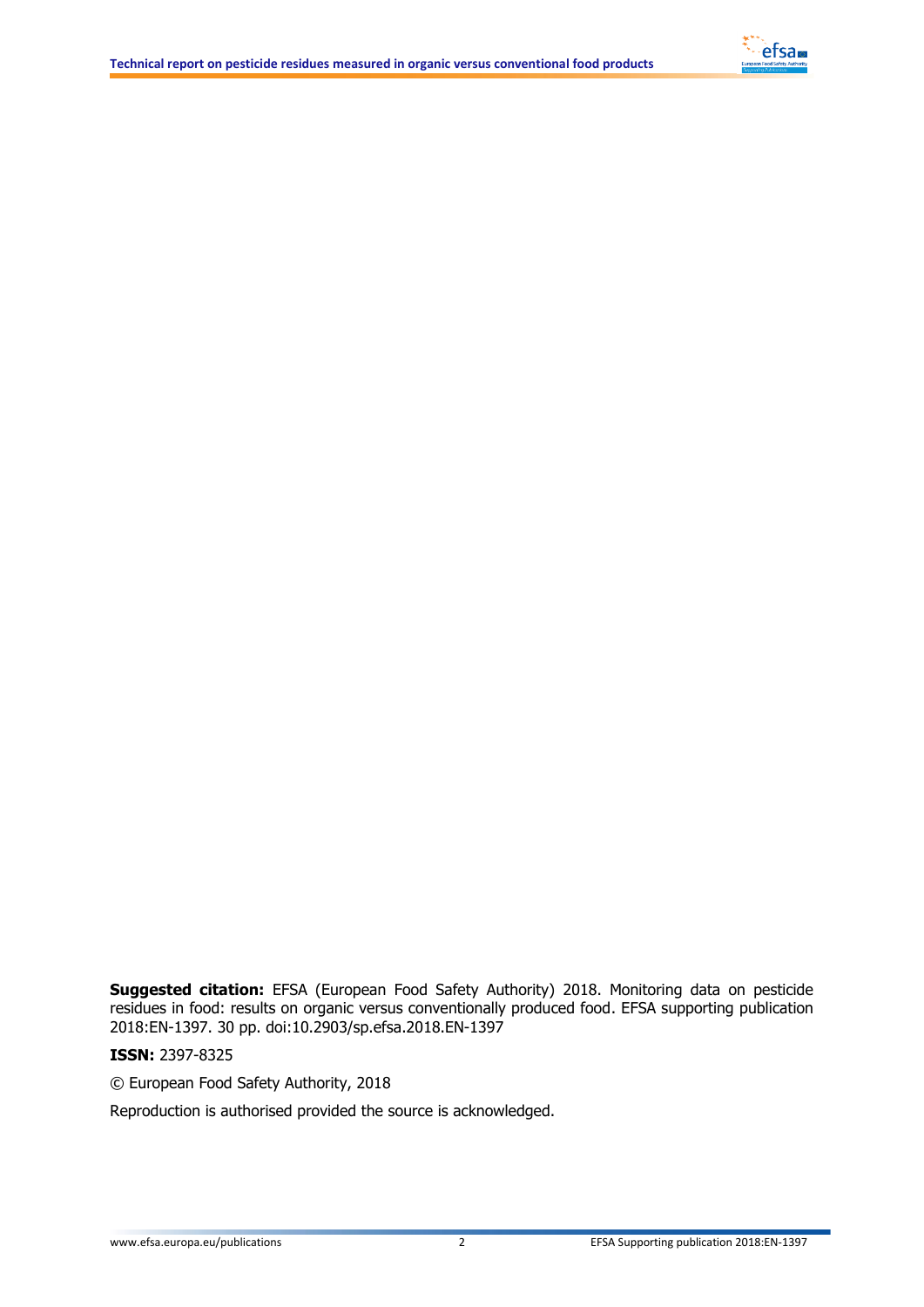**Suggested citation:** EFSA (European Food Safety Authority) 2018. Monitoring data on pesticide residues in food: results on organic versus conventionally produced food. EFSA supporting publication 2018:EN-1397. 30 pp. doi:10.2903/sp.efsa.2018.EN-1397

**ISSN:** 2397-8325

© European Food Safety Authority, 2018

Reproduction is authorised provided the source is acknowledged.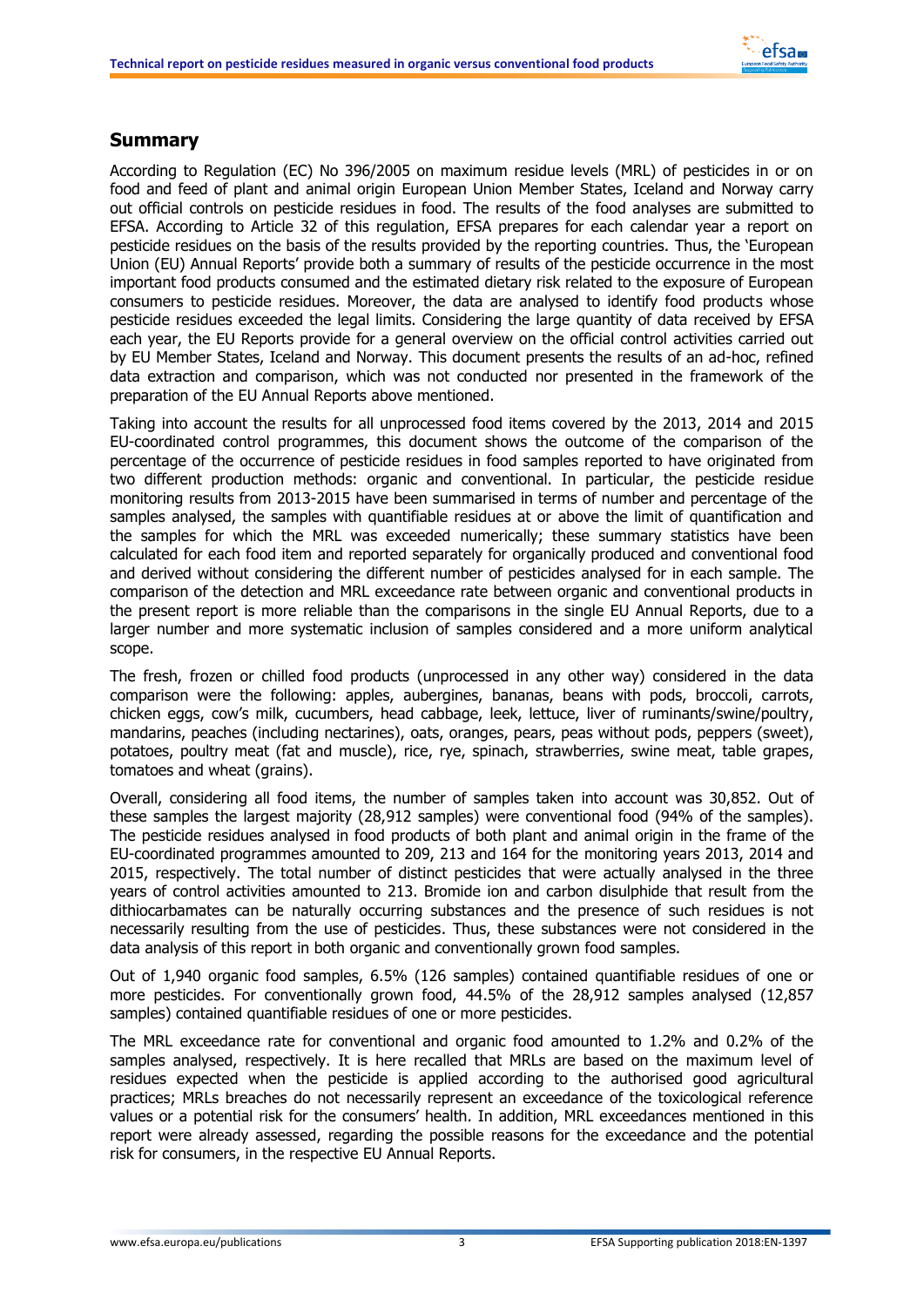## Summary

According to Regulation (EC) No 396/2005 on maximum residue levels (MRL) of pesticides in or on food and feed of plant and animal origin European Union Member States, Iceland and Norway carry out official controls on pesticide residues in food. The results of the food analyses are submitted to EFSA. According to Article 32 of this regulation, EFSA prepares for each calendar year a report on pesticide residues on the basis of the results provided by the reporting countries. Thus, the 'European Union (EU) Annual Reports' provide both a summary of results of the pesticide occurrence in the most important food products consumed and the estimated dietary risk related to the exposure of European consumers to pesticide residues. Moreover, the data are analysed to identify food products whose pesticide residues exceeded the legal limits. Considering the large quantity of data received by EFSA each year, the EU Reports provide for a general overview on the official control activities carried out by EU Member States, Iceland and Norway. This document presents the results of an ad-hoc, refined data extraction and comparison, which was not conducted nor presented in the framework of the preparation of the EU Annual Reports above mentioned.

Taking into account the results for all unprocessed food items covered by the 2013, 2014 and 2015 EU-coordinated control programmes, this document shows the outcome of the comparison of the percentage of the occurrence of pesticide residues in food samples reported to have originated from two different production methods: organic and conventional. In particular, the pesticide residue monitoring results from 2013-2015 have been summarised in terms of number and percentage of the samples analysed, the samples with quantifiable residues at or above the limit of quantification and the samples for which the MRL was exceeded numerically; these summary statistics have been calculated for each food item and reported separately for organically produced and conventional food and derived without considering the different number of pesticides analysed for in each sample. The comparison of the detection and MRL exceedance rate between organic and conventional products in the present report is more reliable than the comparisons in the single EU Annual Reports, due to a larger number and more systematic inclusion of samples considered and a more uniform analytical scope.

The fresh, frozen or chilled food products (unprocessed in any other way) considered in the data comparison were the following: apples, aubergines, bananas, beans with pods, broccoli, carrots, chicken eggs, cow's milk, cucumbers, head cabbage, leek, lettuce, liver of ruminants/swine/poultry, mandarins, peaches (including nectarines), oats, oranges, pears, peas without pods, peppers (sweet), potatoes, poultry meat (fat and muscle), rice, rye, spinach, strawberries, swine meat, table grapes, tomatoes and wheat (grains).

Overall, considering all food items, the number of samples taken into account was 30,852. Out of these samples the largest majority (28,912 samples) were conventional food (94% of the samples). The pesticide residues analysed in food products of both plant and animal origin in the frame of the EU-coordinated programmes amounted to 209, 213 and 164 for the monitoring years 2013, 2014 and 2015, respectively. The total number of distinct pesticides that were actually analysed in the three years of control activities amounted to 213. Bromide ion and carbon disulphide that result from the dithiocarbamates can be naturally occurring substances and the presence of such residues is not necessarily resulting from the use of pesticides. Thus, these substances were not considered in the data analysis of this report in both organic and conventionally grown food samples.

Out of 1,940 organic food samples, 6.5% (126 samples) contained quantifiable residues of one or more pesticides. For conventionally grown food, 44.5% of the 28,912 samples analysed (12,857 samples) contained quantifiable residues of one or more pesticides.

The MRL exceedance rate for conventional and organic food amounted to 1.2% and 0.2% of the samples analysed, respectively. It is here recalled that MRLs are based on the maximum level of residues expected when the pesticide is applied according to the authorised good agricultural practices; MRLs breaches do not necessarily represent an exceedance of the toxicological reference values or a potential risk for the consumers' health. In addition, MRL exceedances mentioned in this report were already assessed, regarding the possible reasons for the exceedance and the potential risk for consumers, in the respective EU Annual Reports.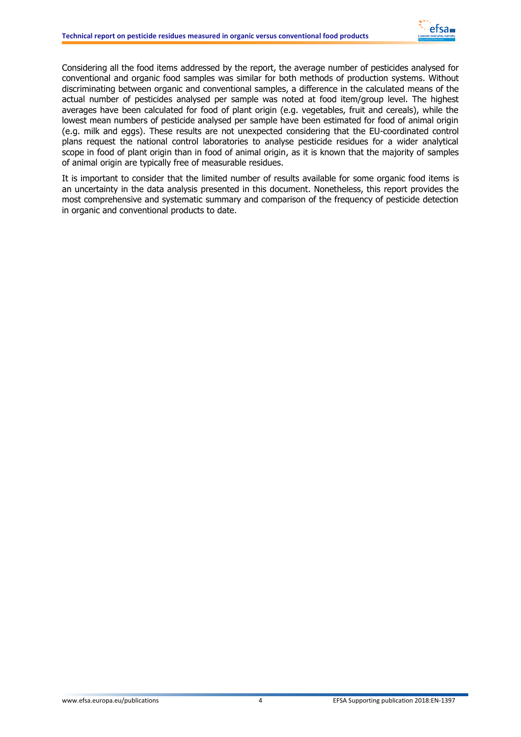Considering all the food items addressed by the report, the average number of pesticides analysed for conventional and organic food samples was similar for both methods of production systems. Without discriminating between organic and conventional samples, a difference in the calculated means of the actual number of pesticides analysed per sample was noted at food item/group level. The highest averages have been calculated for food of plant origin (e.g. vegetables, fruit and cereals), while the lowest mean numbers of pesticide analysed per sample have been estimated for food of animal origin (e.g. milk and eggs). These results are not unexpected considering that the EU-coordinated control plans request the national control laboratories to analyse pesticide residues for a wider analytical scope in food of plant origin than in food of animal origin, as it is known that the majority of samples of animal origin are typically free of measurable residues.

It is important to consider that the limited number of results available for some organic food items is an uncertainty in the data analysis presented in this document. Nonetheless, this report provides the most comprehensive and systematic summary and comparison of the frequency of pesticide detection in organic and conventional products to date.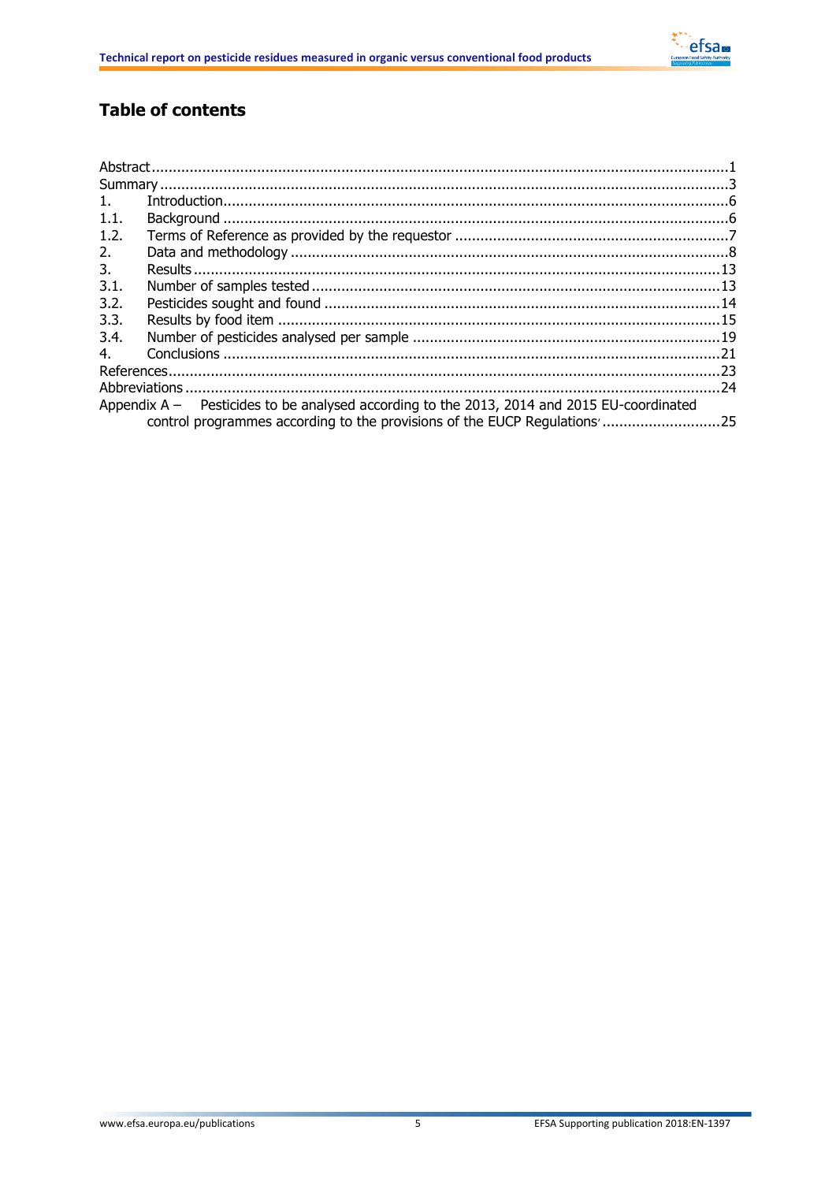## Table of contents

Abstract......................................................................................................................................1
Summary ....................................................................................................................................3
1. Introduction......................................................................................................................6
1.1. Background ......................................................................................................................6
1.2. Terms of Reference as provided by the requestor ................................................................7
2. Data and methodology ......................................................................................................8
3. Results ............................................................................................................................13
3.1. Number of samples tested ................................................................................................13
3.2. Pesticides sought and found .............................................................................................14
3.3. Results by food item ........................................................................................................15
3.4. Number of pesticides analysed per sample .........................................................................19
4. Conclusions .....................................................................................................................21
References.................................................................................................................................23
Abbreviations .............................................................................................................................24
Appendix A – Pesticides to be analysed according to the 2013, 2014 and 2015 EU-coordinated control programmes according to the provisions of the EUCP Regulations' ............................25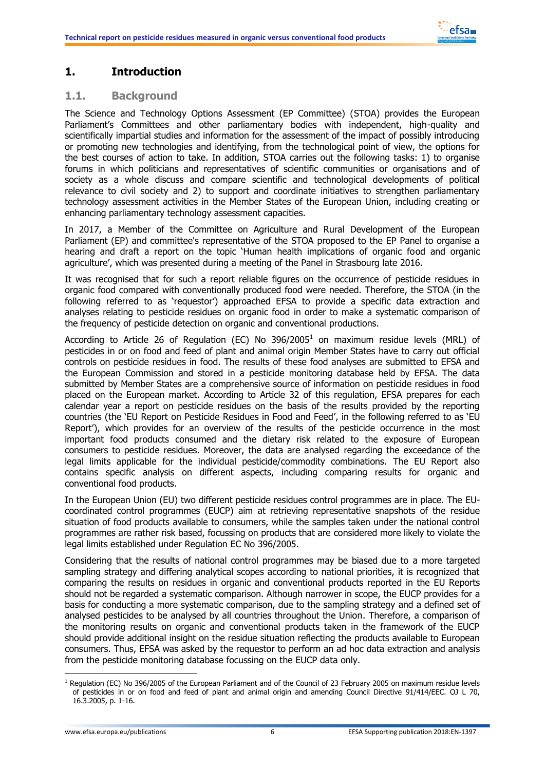# 1. Introduction

## 1.1. Background

The Science and Technology Options Assessment (EP Committee) (STOA) provides the European Parliament's Committees and other parliamentary bodies with independent, high-quality and scientifically impartial studies and information for the assessment of the impact of possibly introducing or promoting new technologies and identifying, from the technological point of view, the options for the best courses of action to take. In addition, STOA carries out the following tasks: 1) to organise forums in which politicians and representatives of scientific communities or organisations and of society as a whole discuss and compare scientific and technological developments of political relevance to civil society and 2) to support and coordinate initiatives to strengthen parliamentary technology assessment activities in the Member States of the European Union, including creating or enhancing parliamentary technology assessment capacities.

In 2017, a Member of the Committee on Agriculture and Rural Development of the European Parliament (EP) and committee's representative of the STOA proposed to the EP Panel to organise a hearing and draft a report on the topic 'Human health implications of organic food and organic agriculture', which was presented during a meeting of the Panel in Strasbourg late 2016.

It was recognised that for such a report reliable figures on the occurrence of pesticide residues in organic food compared with conventionally produced food were needed. Therefore, the STOA (in the following referred to as 'requestor') approached EFSA to provide a specific data extraction and analyses relating to pesticide residues on organic food in order to make a systematic comparison of the frequency of pesticide detection on organic and conventional productions.

According to Article 26 of Regulation (EC) No 396/2005[1] on maximum residue levels (MRL) of pesticides in or on food and feed of plant and animal origin Member States have to carry out official controls on pesticide residues in food. The results of these food analyses are submitted to EFSA and the European Commission and stored in a pesticide monitoring database held by EFSA. The data submitted by Member States are a comprehensive source of information on pesticide residues in food placed on the European market. According to Article 32 of this regulation, EFSA prepares for each calendar year a report on pesticide residues on the basis of the results provided by the reporting countries (the 'EU Report on Pesticide Residues in Food and Feed', in the following referred to as 'EU Report'), which provides for an overview of the results of the pesticide occurrence in the most important food products consumed and the dietary risk related to the exposure of European consumers to pesticide residues. Moreover, the data are analysed regarding the exceedance of the legal limits applicable for the individual pesticide/commodity combinations. The EU Report also contains specific analysis on different aspects, including comparing results for organic and conventional food products.

In the European Union (EU) two different pesticide residues control programmes are in place. The EU-coordinated control programmes (EUCP) aim at retrieving representative snapshots of the residue situation of food products available to consumers, while the samples taken under the national control programmes are rather risk based, focussing on products that are considered more likely to violate the legal limits established under Regulation EC No 396/2005.

Considering that the results of national control programmes may be biased due to a more targeted sampling strategy and differing analytical scopes according to national priorities, it is recognized that comparing the results on residues in organic and conventional products reported in the EU Reports should not be regarded a systematic comparison. Although narrower in scope, the EUCP provides for a basis for conducting a more systematic comparison, due to the sampling strategy and a defined set of analysed pesticides to be analysed by all countries throughout the Union. Therefore, a comparison of the monitoring results on organic and conventional products taken in the framework of the EUCP should provide additional insight on the residue situation reflecting the products available to European consumers. Thus, EFSA was asked by the requestor to perform an ad hoc data extraction and analysis from the pesticide monitoring database focussing on the EUCP data only.

[1] Regulation (EC) No 396/2005 of the European Parliament and of the Council of 23 February 2005 on maximum residue levels of pesticides in or on food and feed of plant and animal origin and amending Council Directive 91/414/EEC. OJ L 70, 16.3.2005, p. 1-16.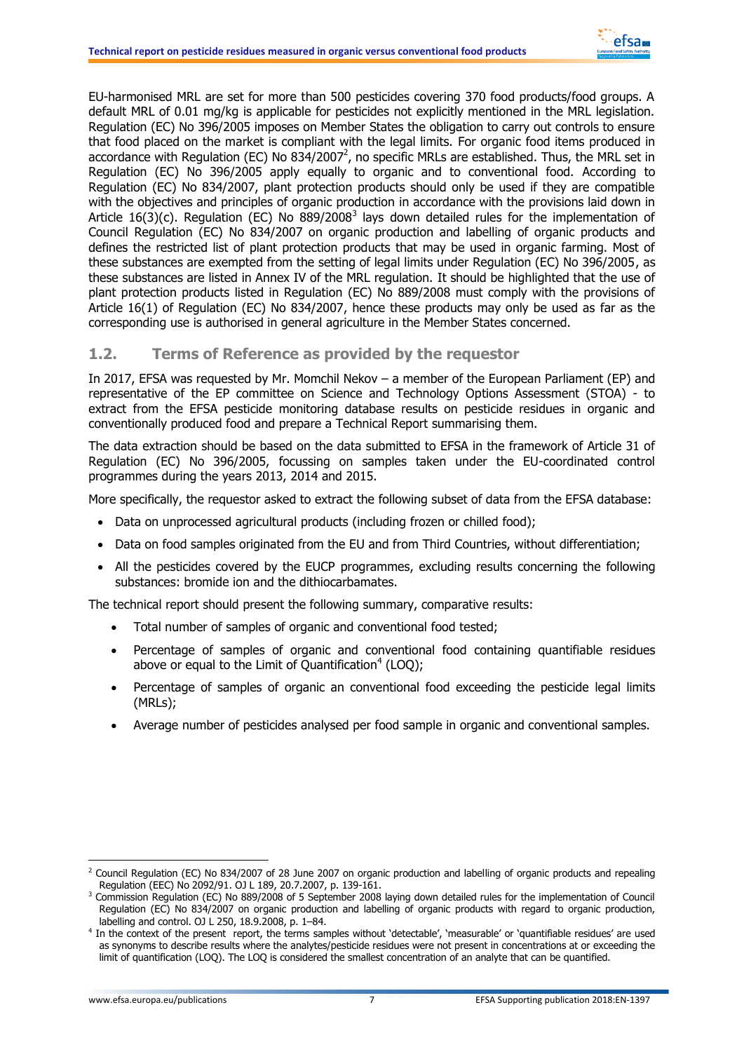EU-harmonised MRL are set for more than 500 pesticides covering 370 food products/food groups. A default MRL of 0.01 mg/kg is applicable for pesticides not explicitly mentioned in the MRL legislation. Regulation (EC) No 396/2005 imposes on Member States the obligation to carry out controls to ensure that food placed on the market is compliant with the legal limits. For organic food items produced in accordance with Regulation (EC) No 834/2007[2], no specific MRLs are established. Thus, the MRL set in Regulation (EC) No 396/2005 apply equally to organic and to conventional food. According to Regulation (EC) No 834/2007, plant protection products should only be used if they are compatible with the objectives and principles of organic production in accordance with the provisions laid down in Article 16(3)(c). Regulation (EC) No 889/2008[3] lays down detailed rules for the implementation of Council Regulation (EC) No 834/2007 on organic production and labelling of organic products and defines the restricted list of plant protection products that may be used in organic farming. Most of these substances are exempted from the setting of legal limits under Regulation (EC) No 396/2005, as these substances are listed in Annex IV of the MRL regulation. It should be highlighted that the use of plant protection products listed in Regulation (EC) No 889/2008 must comply with the provisions of Article 16(1) of Regulation (EC) No 834/2007, hence these products may only be used as far as the corresponding use is authorised in general agriculture in the Member States concerned.

## 1.2. Terms of Reference as provided by the requestor

In 2017, EFSA was requested by Mr. Momchil Nekov – a member of the European Parliament (EP) and representative of the EP committee on Science and Technology Options Assessment (STOA) - to extract from the EFSA pesticide monitoring database results on pesticide residues in organic and conventionally produced food and prepare a Technical Report summarising them.

The data extraction should be based on the data submitted to EFSA in the framework of Article 31 of Regulation (EC) No 396/2005, focussing on samples taken under the EU-coordinated control programmes during the years 2013, 2014 and 2015.

More specifically, the requestor asked to extract the following subset of data from the EFSA database:

- Data on unprocessed agricultural products (including frozen or chilled food);
- Data on food samples originated from the EU and from Third Countries, without differentiation;
- All the pesticides covered by the EUCP programmes, excluding results concerning the following substances: bromide ion and the dithiocarbamates.

The technical report should present the following summary, comparative results:

- Total number of samples of organic and conventional food tested;
- Percentage of samples of organic and conventional food containing quantifiable residues above or equal to the Limit of Quantification[4] (LOQ);
- Percentage of samples of organic an conventional food exceeding the pesticide legal limits (MRLs);
- Average number of pesticides analysed per food sample in organic and conventional samples.

---

[2] Council Regulation (EC) No 834/2007 of 28 June 2007 on organic production and labelling of organic products and repealing Regulation (EEC) No 2092/91. OJ L 189, 20.7.2007, p. 139-161.

[3] Commission Regulation (EC) No 889/2008 of 5 September 2008 laying down detailed rules for the implementation of Council Regulation (EC) No 834/2007 on organic production and labelling of organic products with regard to organic production, labelling and control. OJ L 250, 18.9.2008, p. 1–84.

[4] In the context of the present report, the terms samples without 'detectable', 'measurable' or 'quantifiable residues' are used as synonyms to describe results where the analytes/pesticide residues were not present in concentrations at or exceeding the limit of quantification (LOQ). The LOQ is considered the smallest concentration of an analyte that can be quantified.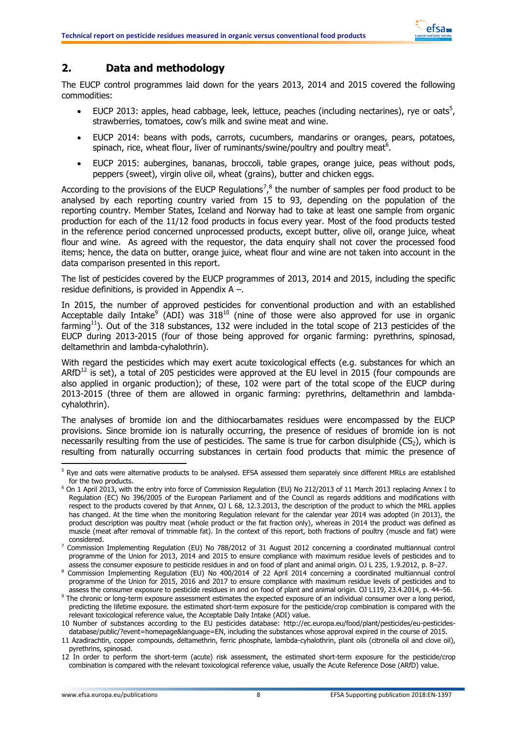## 2. Data and methodology

The EUCP control programmes laid down for the years 2013, 2014 and 2015 covered the following commodities:

- EUCP 2013: apples, head cabbage, leek, lettuce, peaches (including nectarines), rye or oats[5], strawberries, tomatoes, cow's milk and swine meat and wine.
- EUCP 2014: beans with pods, carrots, cucumbers, mandarins or oranges, pears, potatoes, spinach, rice, wheat flour, liver of ruminants/swine/poultry and poultry meat[6].
- EUCP 2015: aubergines, bananas, broccoli, table grapes, orange juice, peas without pods, peppers (sweet), virgin olive oil, wheat (grains), butter and chicken eggs.

According to the provisions of the EUCP Regulations[7],[8] the number of samples per food product to be analysed by each reporting country varied from 15 to 93, depending on the population of the reporting country. Member States, Iceland and Norway had to take at least one sample from organic production for each of the 11/12 food products in focus every year. Most of the food products tested in the reference period concerned unprocessed products, except butter, olive oil, orange juice, wheat flour and wine. As agreed with the requestor, the data enquiry shall not cover the processed food items; hence, the data on butter, orange juice, wheat flour and wine are not taken into account in the data comparison presented in this report.

The list of pesticides covered by the EUCP programmes of 2013, 2014 and 2015, including the specific residue definitions, is provided in Appendix A –.

In 2015, the number of approved pesticides for conventional production and with an established Acceptable daily Intake[9] (ADI) was 318[10] (nine of those were also approved for use in organic farming[11]). Out of the 318 substances, 132 were included in the total scope of 213 pesticides of the EUCP during 2013-2015 (four of those being approved for organic farming: pyrethrins, spinosad, deltamethrin and lambda-cyhalothrin).

With regard the pesticides which may exert acute toxicological effects (e.g. substances for which an ARfD[12] is set), a total of 205 pesticides were approved at the EU level in 2015 (four compounds are also applied in organic production); of these, 102 were part of the total scope of the EUCP during 2013-2015 (three of them are allowed in organic farming: pyrethrins, deltamethrin and lambda-cyhalothrin).

The analyses of bromide ion and the dithiocarbamates residues were encompassed by the EUCP provisions. Since bromide ion is naturally occurring, the presence of residues of bromide ion is not necessarily resulting from the use of pesticides. The same is true for carbon disulphide ($CS_2$), which is resulting from naturally occurring substances in certain food products that mimic the presence of

---

[5] Rye and oats were alternative products to be analysed. EFSA assessed them separately since different MRLs are established for the two products.

[6] On 1 April 2013, with the entry into force of Commission Regulation (EU) No 212/2013 of 11 March 2013 replacing Annex I to Regulation (EC) No 396/2005 of the European Parliament and of the Council as regards additions and modifications with respect to the products covered by that Annex, OJ L 68, 12.3.2013, the description of the product to which the MRL applies has changed. At the time when the monitoring Regulation relevant for the calendar year 2014 was adopted (in 2013), the product description was poultry meat (whole product or the fat fraction only), whereas in 2014 the product was defined as muscle (meat after removal of trimmable fat). In the context of this report, both fractions of poultry (muscle and fat) were considered.

[7] Commission Implementing Regulation (EU) No 788/2012 of 31 August 2012 concerning a coordinated multiannual control programme of the Union for 2013, 2014 and 2015 to ensure compliance with maximum residue levels of pesticides and to assess the consumer exposure to pesticide residues in and on food of plant and animal origin. OJ L 235, 1.9.2012, p. 8–27.

[8] Commission Implementing Regulation (EU) No 400/2014 of 22 April 2014 concerning a coordinated multiannual control programme of the Union for 2015, 2016 and 2017 to ensure compliance with maximum residue levels of pesticides and to assess the consumer exposure to pesticide residues in and on food of plant and animal origin. OJ L119, 23.4.2014, p. 44–56.

[9] The chronic or long-term exposure assessment estimates the expected exposure of an individual consumer over a long period, predicting the lifetime exposure. the estimated short-term exposure for the pesticide/crop combination is compared with the relevant toxicological reference value, the Acceptable Daily Intake (ADI) value.

[10] Number of substances according to the EU pesticides database: http://ec.europa.eu/food/plant/pesticides/eu-pesticides-database/public/?event=homepage&language=EN, including the substances whose approval expired in the course of 2015.

[11] Azadirachtin, copper compounds, deltamethrin, ferric phosphate, lambda-cyhalothrin, plant oils (citronella oil and clove oil), pyrethrins, spinosad.

[12] In order to perform the short-term (acute) risk assessment, the estimated short-term exposure for the pesticide/crop combination is compared with the relevant toxicological reference value, usually the Acute Reference Dose (ARfD) value.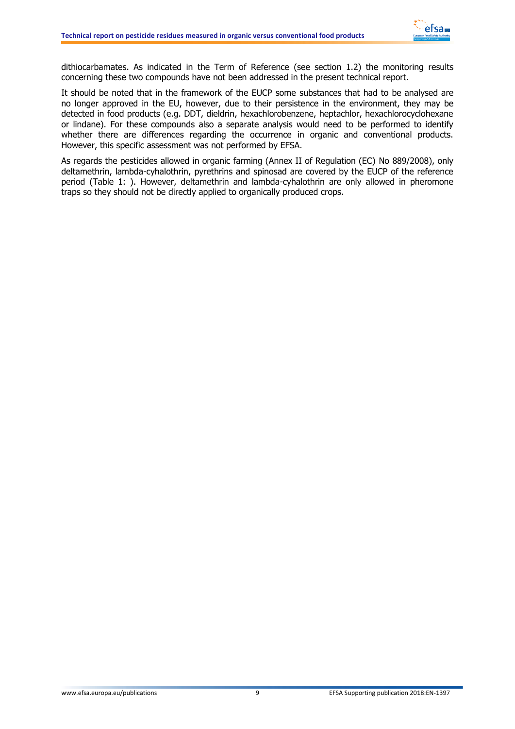dithiocarbamates. As indicated in the Term of Reference (see section 1.2) the monitoring results concerning these two compounds have not been addressed in the present technical report.

It should be noted that in the framework of the EUCP some substances that had to be analysed are no longer approved in the EU, however, due to their persistence in the environment, they may be detected in food products (e.g. DDT, dieldrin, hexachlorobenzene, heptachlor, hexachlorocyclohexane or lindane). For these compounds also a separate analysis would need to be performed to identify whether there are differences regarding the occurrence in organic and conventional products. However, this specific assessment was not performed by EFSA.

As regards the pesticides allowed in organic farming (Annex II of Regulation (EC) No 889/2008), only deltamethrin, lambda-cyhalothrin, pyrethrins and spinosad are covered by the EUCP of the reference period (Table 1: ). However, deltamethrin and lambda-cyhalothrin are only allowed in pheromone traps so they should not be directly applied to organically produced crops.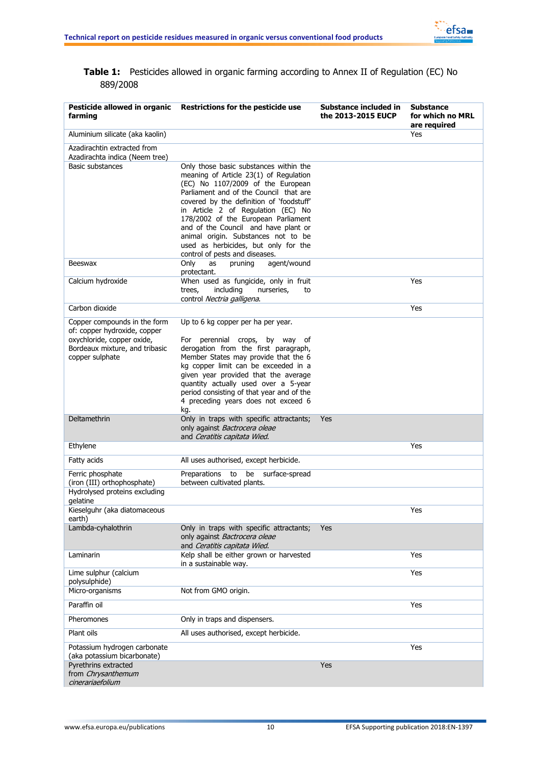**Table 1:** Pesticides allowed in organic farming according to Annex II of Regulation (EC) No 889/2008

| Pesticide allowed in organic farming | Restrictions for the pesticide use | Substance included in the 2013-2015 EUCP | Substance for which no MRL are required |
|---|---|---|---|
| Aluminium silicate (aka kaolin) | | | Yes |
| Azadirachtin extracted from Azadirachta indica (Neem tree) | | | |
| Basic substances | Only those basic substances within the meaning of Article 23(1) of Regulation (EC) No 1107/2009 of the European Parliament and of the Council that are covered by the definition of 'foodstuff' in Article 2 of Regulation (EC) No 178/2002 of the European Parliament and of the Council and have plant or animal origin. Substances not to be used as herbicides, but only for the control of pests and diseases. | | |
| Beeswax | Only as pruning agent/wound protectant. | | |
| Calcium hydroxide | When used as fungicide, only in fruit trees, including nurseries, to control *Nectria galligena*. | | Yes |
| Carbon dioxide | | | Yes |
| Copper compounds in the form of: copper hydroxide, copper oxychloride, copper oxide, Bordeaux mixture, and tribasic copper sulphate | Up to 6 kg copper per ha per year. For perennial crops, by way of derogation from the first paragraph, Member States may provide that the 6 kg copper limit can be exceeded in a given year provided that the average quantity actually used over a 5-year period consisting of that year and of the 4 preceding years does not exceed 6 kg. | | |
| Deltamethrin | Only in traps with specific attractants; only against *Bactrocera oleae* and *Ceratitis capitata Wied.* | Yes | |
| Ethylene | | | Yes |
| Fatty acids | All uses authorised, except herbicide. | | |
| Ferric phosphate (iron (III) orthophosphate) | Preparations to be surface-spread between cultivated plants. | | |
| Hydrolysed proteins excluding gelatine | | | |
| Kieselguhr (aka diatomaceous earth) | | | Yes |
| Lambda-cyhalothrin | Only in traps with specific attractants; only against *Bactrocera oleae* and *Ceratitis capitata Wied.* | Yes | |
| Laminarin | Kelp shall be either grown or harvested in a sustainable way. | | Yes |
| Lime sulphur (calcium polysulphide) | | | Yes |
| Micro-organisms | Not from GMO origin. | | |
| Paraffin oil | | | Yes |
| Pheromones | Only in traps and dispensers. | | |
| Plant oils | All uses authorised, except herbicide. | | |
| Potassium hydrogen carbonate (aka potassium bicarbonate) | | | Yes |
| Pyrethrins extracted from *Chrysanthemum cinerariaefolium* | | Yes | |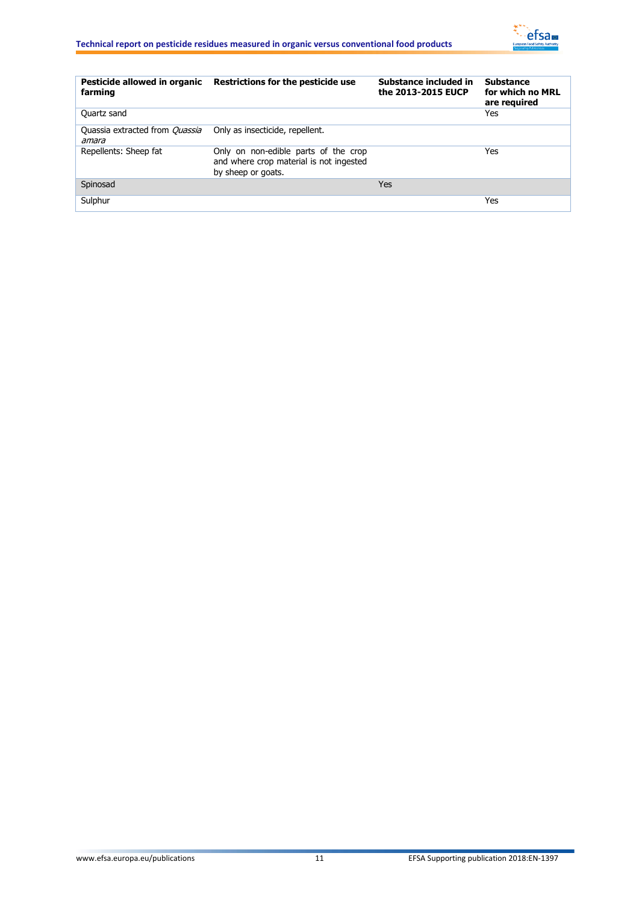| Pesticide allowed in organic farming | Restrictions for the pesticide use | Substance included in the 2013-2015 EUCP | Substance for which no MRL are required |
|---|---|---|---|
| Quartz sand | | | Yes |
| Quassia extracted from *Quassia amara* | Only as insecticide, repellent. | | |
| Repellents: Sheep fat | Only on non-edible parts of the crop and where crop material is not ingested by sheep or goats. | | Yes |
| Spinosad | | Yes | |
| Sulphur | | | Yes |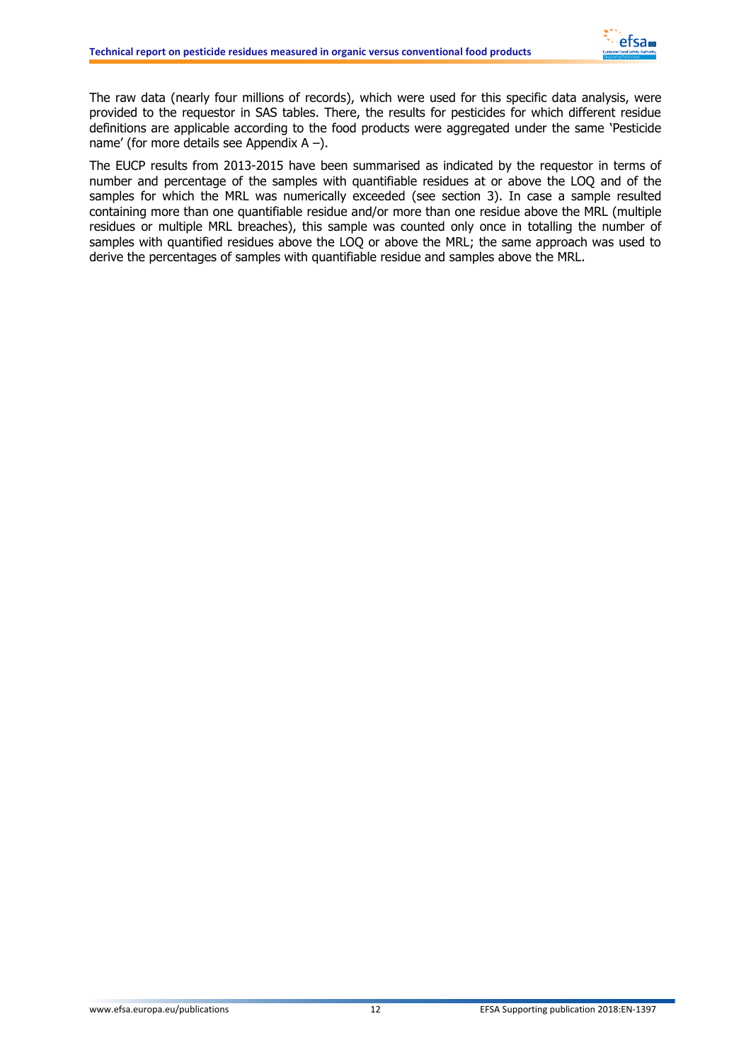The raw data (nearly four millions of records), which were used for this specific data analysis, were provided to the requestor in SAS tables. There, the results for pesticides for which different residue definitions are applicable according to the food products were aggregated under the same 'Pesticide name' (for more details see Appendix A –).

The EUCP results from 2013-2015 have been summarised as indicated by the requestor in terms of number and percentage of the samples with quantifiable residues at or above the LOQ and of the samples for which the MRL was numerically exceeded (see section 3). In case a sample resulted containing more than one quantifiable residue and/or more than one residue above the MRL (multiple residues or multiple MRL breaches), this sample was counted only once in totalling the number of samples with quantified residues above the LOQ or above the MRL; the same approach was used to derive the percentages of samples with quantifiable residue and samples above the MRL.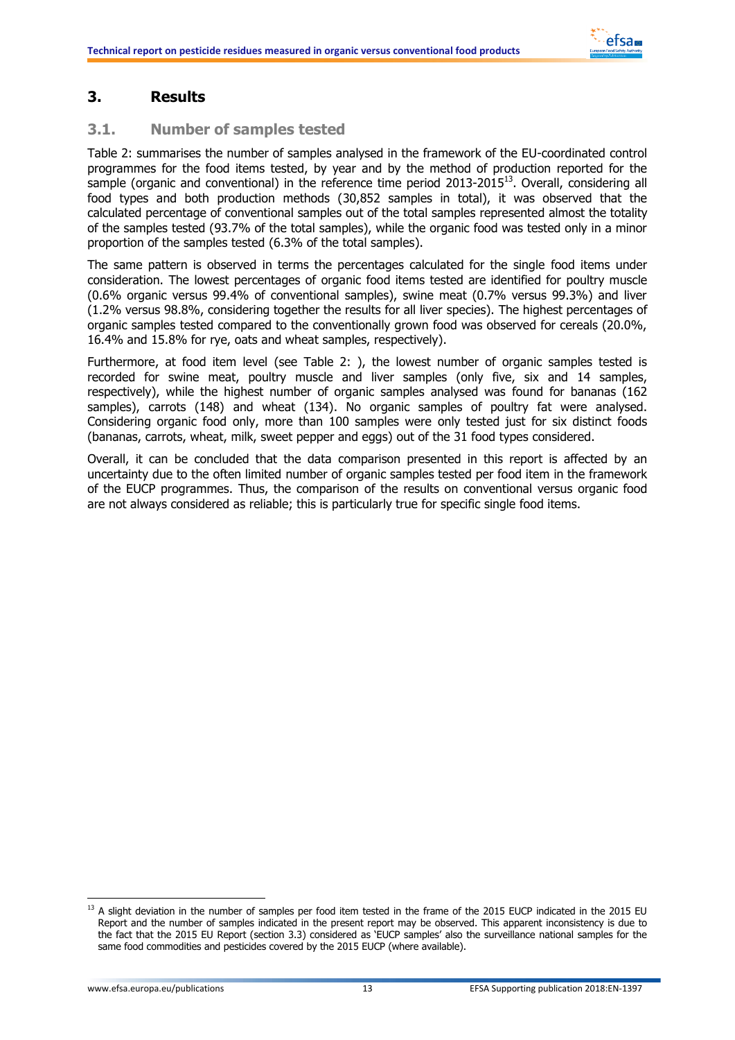## 3. Results

### 3.1. Number of samples tested

Table 2: summarises the number of samples analysed in the framework of the EU-coordinated control programmes for the food items tested, by year and by the method of production reported for the sample (organic and conventional) in the reference time period 2013-2015[13]. Overall, considering all food types and both production methods (30,852 samples in total), it was observed that the calculated percentage of conventional samples out of the total samples represented almost the totality of the samples tested (93.7% of the total samples), while the organic food was tested only in a minor proportion of the samples tested (6.3% of the total samples).

The same pattern is observed in terms the percentages calculated for the single food items under consideration. The lowest percentages of organic food items tested are identified for poultry muscle (0.6% organic versus 99.4% of conventional samples), swine meat (0.7% versus 99.3%) and liver (1.2% versus 98.8%, considering together the results for all liver species). The highest percentages of organic samples tested compared to the conventionally grown food was observed for cereals (20.0%, 16.4% and 15.8% for rye, oats and wheat samples, respectively).

Furthermore, at food item level (see Table 2: ), the lowest number of organic samples tested is recorded for swine meat, poultry muscle and liver samples (only five, six and 14 samples, respectively), while the highest number of organic samples analysed was found for bananas (162 samples), carrots (148) and wheat (134). No organic samples of poultry fat were analysed. Considering organic food only, more than 100 samples were only tested just for six distinct foods (bananas, carrots, wheat, milk, sweet pepper and eggs) out of the 31 food types considered.

Overall, it can be concluded that the data comparison presented in this report is affected by an uncertainty due to the often limited number of organic samples tested per food item in the framework of the EUCP programmes. Thus, the comparison of the results on conventional versus organic food are not always considered as reliable; this is particularly true for specific single food items.

---

[13] A slight deviation in the number of samples per food item tested in the frame of the 2015 EUCP indicated in the 2015 EU Report and the number of samples indicated in the present report may be observed. This apparent inconsistency is due to the fact that the 2015 EU Report (section 3.3) considered as 'EUCP samples' also the surveillance national samples for the same food commodities and pesticides covered by the 2015 EUCP (where available).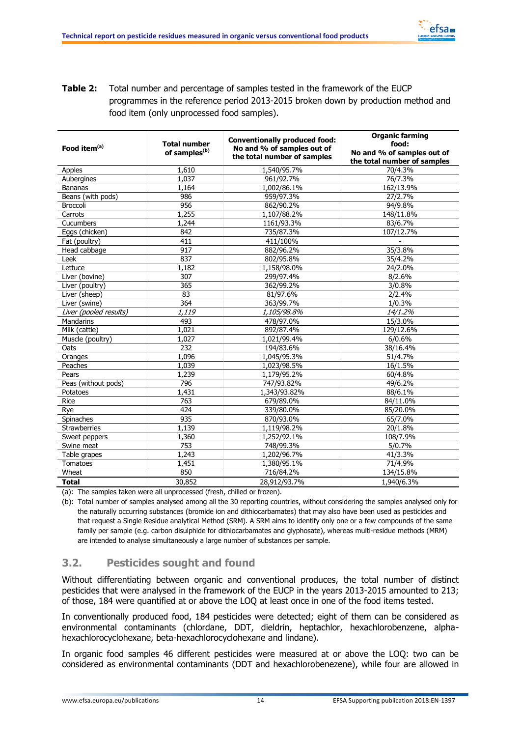**Table 2:** Total number and percentage of samples tested in the framework of the EUCP programmes in the reference period 2013-2015 broken down by production method and food item (only unprocessed food samples).

| Food item[(a)] | Total number of samples[(b)] | Conventionally produced food: No and % of samples out of the total number of samples | Organic farming food: No and % of samples out of the total number of samples |
|---|---|---|---|
| Apples | 1,610 | 1,540/95.7% | 70/4.3% |
| Aubergines | 1,037 | 961/92.7% | 76/7.3% |
| Bananas | 1,164 | 1,002/86.1% | 162/13.9% |
| Beans (with pods) | 986 | 959/97.3% | 27/2.7% |
| Broccoli | 956 | 862/90.2% | 94/9.8% |
| Carrots | 1,255 | 1,107/88.2% | 148/11.8% |
| Cucumbers | 1,244 | 1161/93.3% | 83/6.7% |
| Eggs (chicken) | 842 | 735/87.3% | 107/12.7% |
| Fat (poultry) | 411 | 411/100% | - |
| Head cabbage | 917 | 882/96.2% | 35/3.8% |
| Leek | 837 | 802/95.8% | 35/4.2% |
| Lettuce | 1,182 | 1,158/98.0% | 24/2.0% |
| Liver (bovine) | 307 | 299/97.4% | 8/2.6% |
| Liver (poultry) | 365 | 362/99.2% | 3/0.8% |
| Liver (sheep) | 83 | 81/97.6% | 2/2.4% |
| Liver (swine) | 364 | 363/99.7% | 1/0.3% |
| *Liver (pooled results)* | *1,119* | *1,105/98.8%* | *14/1.2%* |
| Mandarins | 493 | 478/97.0% | 15/3.0% |
| Milk (cattle) | 1,021 | 892/87.4% | 129/12.6% |
| Muscle (poultry) | 1,027 | 1,021/99.4% | 6/0.6% |
| Oats | 232 | 194/83.6% | 38/16.4% |
| Oranges | 1,096 | 1,045/95.3% | 51/4.7% |
| Peaches | 1,039 | 1,023/98.5% | 16/1.5% |
| Pears | 1,239 | 1,179/95.2% | 60/4.8% |
| Peas (without pods) | 796 | 747/93.82% | 49/6.2% |
| Potatoes | 1,431 | 1,343/93.82% | 88/6.1% |
| Rice | 763 | 679/89.0% | 84/11.0% |
| Rye | 424 | 339/80.0% | 85/20.0% |
| Spinaches | 935 | 870/93.0% | 65/7.0% |
| Strawberries | 1,139 | 1,119/98.2% | 20/1.8% |
| Sweet peppers | 1,360 | 1,252/92.1% | 108/7.9% |
| Swine meat | 753 | 748/99.3% | 5/0.7% |
| Table grapes | 1,243 | 1,202/96.7% | 41/3.3% |
| Tomatoes | 1,451 | 1,380/95.1% | 71/4.9% |
| Wheat | 850 | 716/84.2% | 134/15.8% |
| **Total** | 30,852 | 28,912/93.7% | 1,940/6.3% |

(a): The samples taken were all unprocessed (fresh, chilled or frozen).

(b): Total number of samples analysed among all the 30 reporting countries, without considering the samples analysed only for the naturally occurring substances (bromide ion and dithiocarbamates) that may also have been used as pesticides and that request a Single Residue analytical Method (SRM). A SRM aims to identify only one or a few compounds of the same family per sample (e.g. carbon disulphide for dithiocarbamates and glyphosate), whereas multi-residue methods (MRM) are intended to analyse simultaneously a large number of substances per sample.

## 3.2. Pesticides sought and found

Without differentiating between organic and conventional produces, the total number of distinct pesticides that were analysed in the framework of the EUCP in the years 2013-2015 amounted to 213; of those, 184 were quantified at or above the LOQ at least once in one of the food items tested.

In conventionally produced food, 184 pesticides were detected; eight of them can be considered as environmental contaminants (chlordane, DDT, dieldrin, heptachlor, hexachlorobenzene, alpha-hexachlorocyclohexane, beta-hexachlorocyclohexane and lindane).

In organic food samples 46 different pesticides were measured at or above the LOQ: two can be considered as environmental contaminants (DDT and hexachlorobenezene), while four are allowed in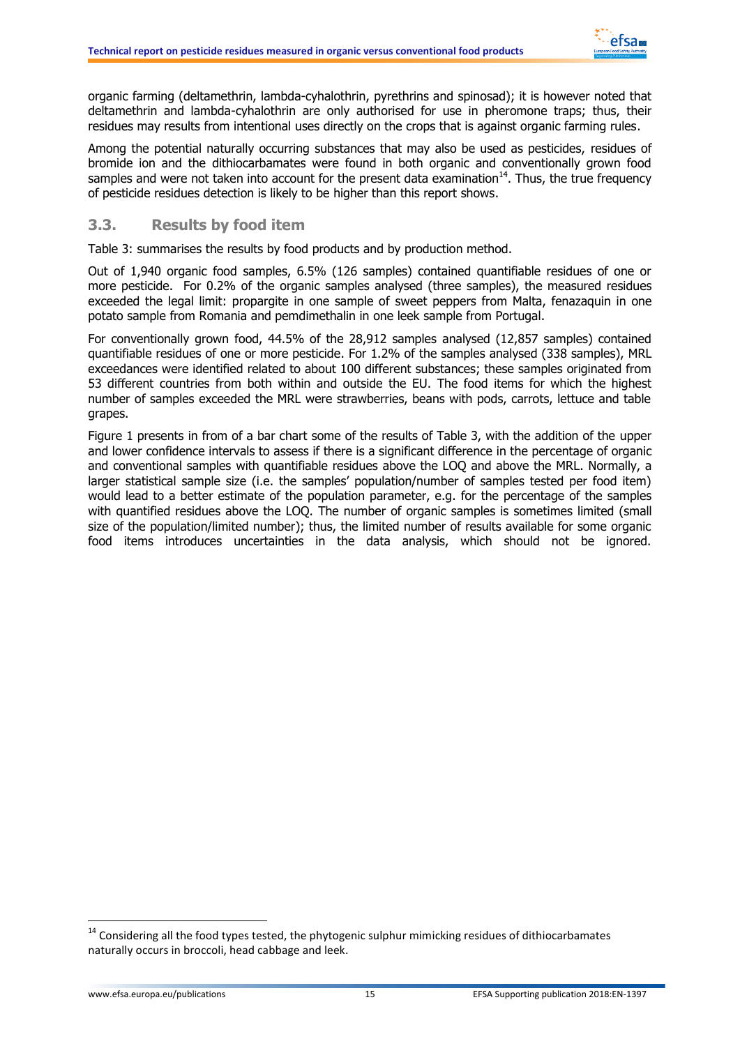organic farming (deltamethrin, lambda-cyhalothrin, pyrethrins and spinosad); it is however noted that deltamethrin and lambda-cyhalothrin are only authorised for use in pheromone traps; thus, their residues may results from intentional uses directly on the crops that is against organic farming rules.

Among the potential naturally occurring substances that may also be used as pesticides, residues of bromide ion and the dithiocarbamates were found in both organic and conventionally grown food samples and were not taken into account for the present data examination[14]. Thus, the true frequency of pesticide residues detection is likely to be higher than this report shows.

## 3.3. Results by food item

Table 3: summarises the results by food products and by production method.

Out of 1,940 organic food samples, 6.5% (126 samples) contained quantifiable residues of one or more pesticide. For 0.2% of the organic samples analysed (three samples), the measured residues exceeded the legal limit: propargite in one sample of sweet peppers from Malta, fenazaquin in one potato sample from Romania and pemdimethalin in one leek sample from Portugal.

For conventionally grown food, 44.5% of the 28,912 samples analysed (12,857 samples) contained quantifiable residues of one or more pesticide. For 1.2% of the samples analysed (338 samples), MRL exceedances were identified related to about 100 different substances; these samples originated from 53 different countries from both within and outside the EU. The food items for which the highest number of samples exceeded the MRL were strawberries, beans with pods, carrots, lettuce and table grapes.

Figure 1 presents in from of a bar chart some of the results of Table 3, with the addition of the upper and lower confidence intervals to assess if there is a significant difference in the percentage of organic and conventional samples with quantifiable residues above the LOQ and above the MRL. Normally, a larger statistical sample size (i.e. the samples' population/number of samples tested per food item) would lead to a better estimate of the population parameter, e.g. for the percentage of the samples with quantified residues above the LOQ. The number of organic samples is sometimes limited (small size of the population/limited number); thus, the limited number of results available for some organic food items introduces uncertainties in the data analysis, which should not be ignored.

[14] Considering all the food types tested, the phytogenic sulphur mimicking residues of dithiocarbamates naturally occurs in broccoli, head cabbage and leek.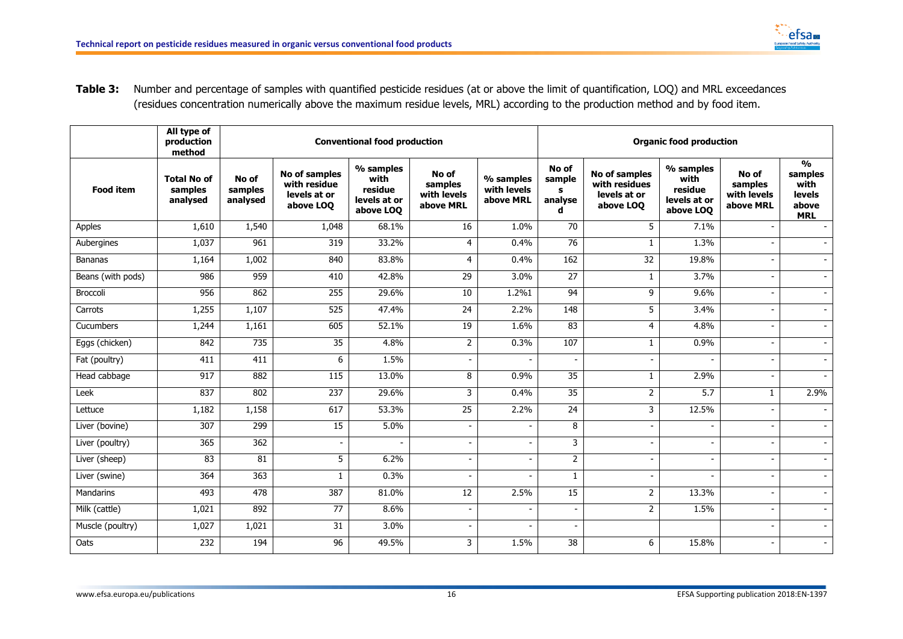**Table 3:** Number and percentage of samples with quantified pesticide residues (at or above the limit of quantification, LOQ) and MRL exceedances (residues concentration numerically above the maximum residue levels, MRL) according to the production method and by food item.

| | All type of production method | Conventional food production | | | | | Organic food production | | | | |
|---|---|---|---|---|---|---|---|---|---|---|---|
| **Food item** | **Total No of samples analysed** | **No of samples analysed** | **No of samples with residue levels at or above LOQ** | **% samples with residue levels at or above LOQ** | **No of samples with levels above MRL** | **% samples with levels above MRL** | **No of samples analysed** | **No of samples with residues levels at or above LOQ** | **% samples with residue levels at or above LOQ** | **No of samples with levels above MRL** | **% samples with levels above MRL** |
| Apples | 1,610 | 1,540 | 1,048 | 68.1% | 16 | 1.0% | 70 | 5 | 7.1% | - | - |
| Aubergines | 1,037 | 961 | 319 | 33.2% | 4 | 0.4% | 76 | 1 | 1.3% | - | - |
| Bananas | 1,164 | 1,002 | 840 | 83.8% | 4 | 0.4% | 162 | 32 | 19.8% | - | - |
| Beans (with pods) | 986 | 959 | 410 | 42.8% | 29 | 3.0% | 27 | 1 | 3.7% | - | - |
| Broccoli | 956 | 862 | 255 | 29.6% | 10 | 1.2%1 | 94 | 9 | 9.6% | - | - |
| Carrots | 1,255 | 1,107 | 525 | 47.4% | 24 | 2.2% | 148 | 5 | 3.4% | - | - |
| Cucumbers | 1,244 | 1,161 | 605 | 52.1% | 19 | 1.6% | 83 | 4 | 4.8% | - | - |
| Eggs (chicken) | 842 | 735 | 35 | 4.8% | 2 | 0.3% | 107 | 1 | 0.9% | - | - |
| Fat (poultry) | 411 | 411 | 6 | 1.5% | - | - | - | - | - | - | - |
| Head cabbage | 917 | 882 | 115 | 13.0% | 8 | 0.9% | 35 | 1 | 2.9% | - | - |
| Leek | 837 | 802 | 237 | 29.6% | 3 | 0.4% | 35 | 2 | 5.7 | 1 | 2.9% |
| Lettuce | 1,182 | 1,158 | 617 | 53.3% | 25 | 2.2% | 24 | 3 | 12.5% | - | - |
| Liver (bovine) | 307 | 299 | 15 | 5.0% | - | - | 8 | - | - | - | - |
| Liver (poultry) | 365 | 362 | - | - | - | - | 3 | - | - | - | - |
| Liver (sheep) | 83 | 81 | 5 | 6.2% | - | - | 2 | - | - | - | - |
| Liver (swine) | 364 | 363 | 1 | 0.3% | - | - | 1 | - | - | - | - |
| Mandarins | 493 | 478 | 387 | 81.0% | 12 | 2.5% | 15 | 2 | 13.3% | - | - |
| Milk (cattle) | 1,021 | 892 | 77 | 8.6% | - | - | - | 2 | 1.5% | - | - |
| Muscle (poultry) | 1,027 | 1,021 | 31 | 3.0% | - | - | - | | | - | - |
| Oats | 232 | 194 | 96 | 49.5% | 3 | 1.5% | 38 | 6 | 15.8% | - | - |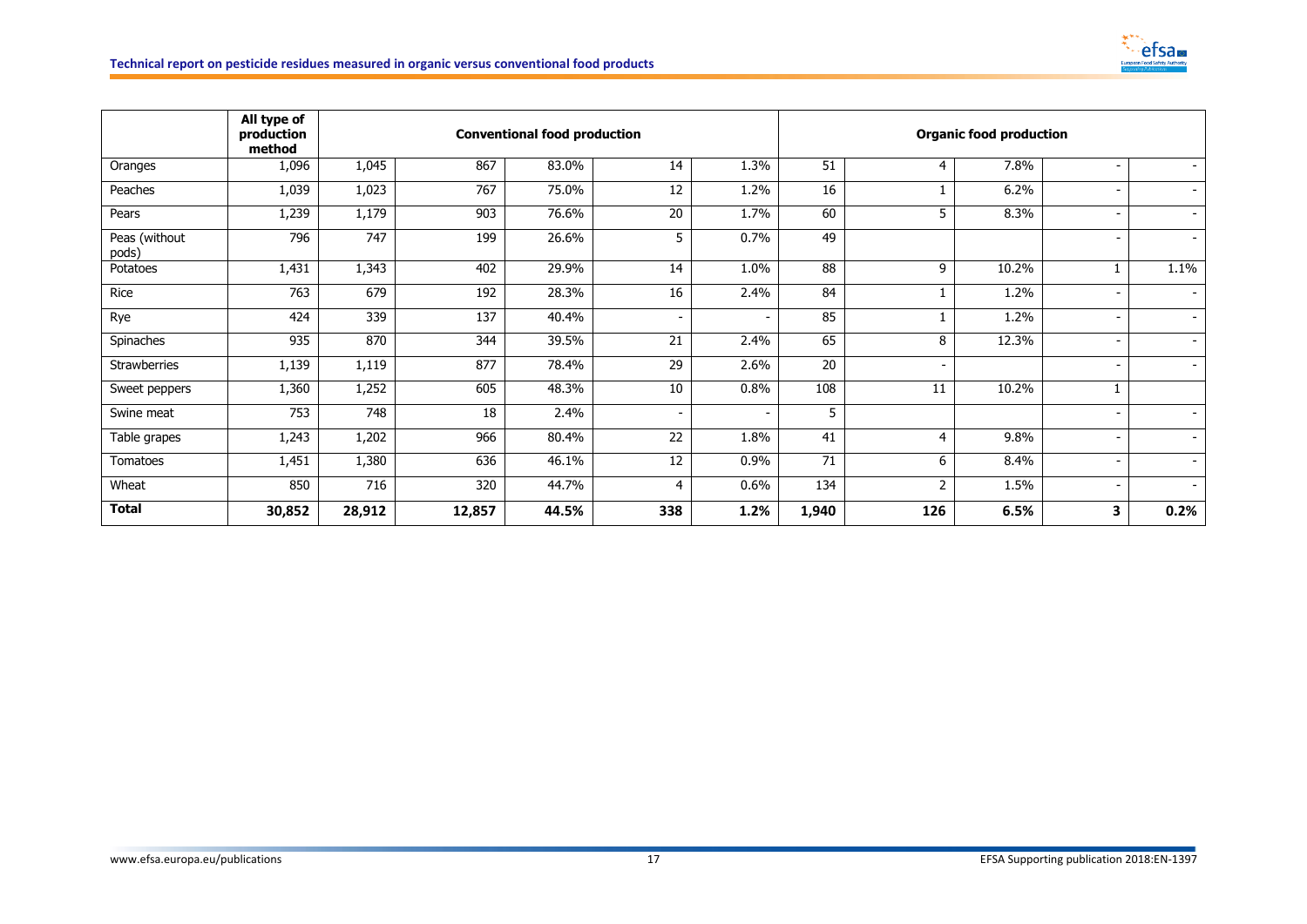| | All type of production method | Conventional food production | | | | | Organic food production | | | | |
|---|---|---|---|---|---|---|---|---|---|---|---|
| Oranges | 1,096 | 1,045 | 867 | 83.0% | 14 | 1.3% | 51 | 4 | 7.8% | - | - |
| Peaches | 1,039 | 1,023 | 767 | 75.0% | 12 | 1.2% | 16 | 1 | 6.2% | - | - |
| Pears | 1,239 | 1,179 | 903 | 76.6% | 20 | 1.7% | 60 | 5 | 8.3% | - | - |
| Peas (without pods) | 796 | 747 | 199 | 26.6% | 5 | 0.7% | 49 | | | - | - |
| Potatoes | 1,431 | 1,343 | 402 | 29.9% | 14 | 1.0% | 88 | 9 | 10.2% | 1 | 1.1% |
| Rice | 763 | 679 | 192 | 28.3% | 16 | 2.4% | 84 | 1 | 1.2% | - | - |
| Rye | 424 | 339 | 137 | 40.4% | - | - | 85 | 1 | 1.2% | - | - |
| Spinaches | 935 | 870 | 344 | 39.5% | 21 | 2.4% | 65 | 8 | 12.3% | - | - |
| Strawberries | 1,139 | 1,119 | 877 | 78.4% | 29 | 2.6% | 20 | - | | - | - |
| Sweet peppers | 1,360 | 1,252 | 605 | 48.3% | 10 | 0.8% | 108 | 11 | 10.2% | 1 | |
| Swine meat | 753 | 748 | 18 | 2.4% | - | - | 5 | | | - | - |
| Table grapes | 1,243 | 1,202 | 966 | 80.4% | 22 | 1.8% | 41 | 4 | 9.8% | - | - |
| Tomatoes | 1,451 | 1,380 | 636 | 46.1% | 12 | 0.9% | 71 | 6 | 8.4% | - | - |
| Wheat | 850 | 716 | 320 | 44.7% | 4 | 0.6% | 134 | 2 | 1.5% | - | - |
| **Total** | **30,852** | **28,912** | **12,857** | **44.5%** | **338** | **1.2%** | **1,940** | **126** | **6.5%** | **3** | **0.2%** |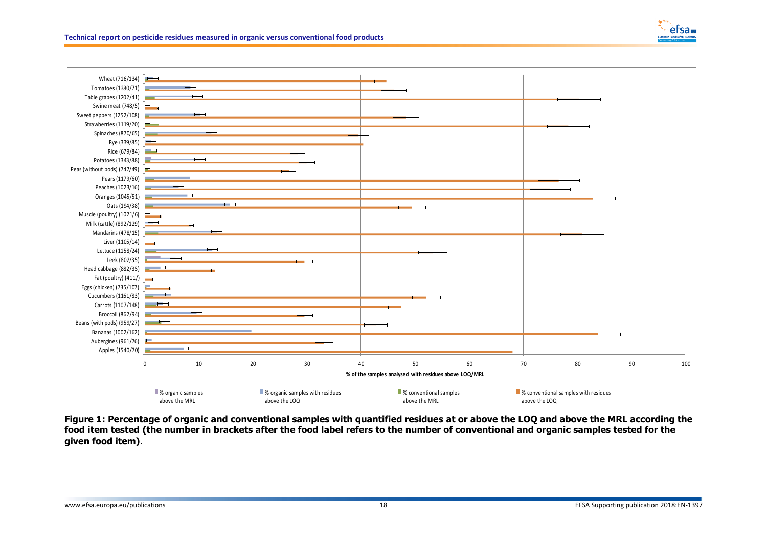**Figure 1: Percentage of organic and conventional samples with quantified residues at or above the LOQ and above the MRL according the food item tested (the number in brackets after the food label refers to the number of conventional and organic samples tested for the given food item)**.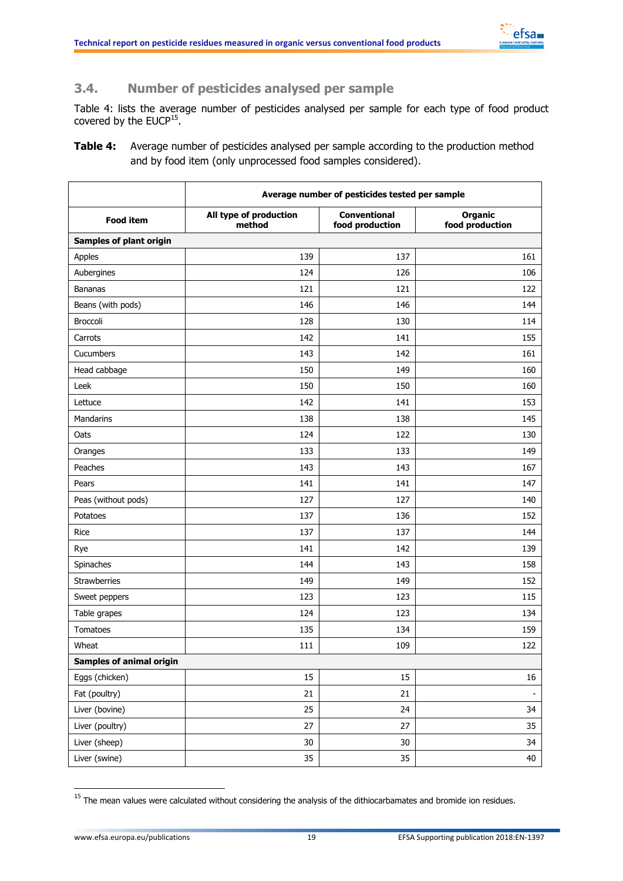## 3.4. Number of pesticides analysed per sample

Table 4: lists the average number of pesticides analysed per sample for each type of food product covered by the EUCP[15].

**Table 4:** Average number of pesticides analysed per sample according to the production method and by food item (only unprocessed food samples considered).

| | Average number of pesticides tested per sample | | |
|---|---|---|---|
| **Food item** | **All type of production method** | **Conventional food production** | **Organic food production** |
| **Samples of plant origin** | | | |
| Apples | 139 | 137 | 161 |
| Aubergines | 124 | 126 | 106 |
| Bananas | 121 | 121 | 122 |
| Beans (with pods) | 146 | 146 | 144 |
| Broccoli | 128 | 130 | 114 |
| Carrots | 142 | 141 | 155 |
| Cucumbers | 143 | 142 | 161 |
| Head cabbage | 150 | 149 | 160 |
| Leek | 150 | 150 | 160 |
| Lettuce | 142 | 141 | 153 |
| Mandarins | 138 | 138 | 145 |
| Oats | 124 | 122 | 130 |
| Oranges | 133 | 133 | 149 |
| Peaches | 143 | 143 | 167 |
| Pears | 141 | 141 | 147 |
| Peas (without pods) | 127 | 127 | 140 |
| Potatoes | 137 | 136 | 152 |
| Rice | 137 | 137 | 144 |
| Rye | 141 | 142 | 139 |
| Spinaches | 144 | 143 | 158 |
| Strawberries | 149 | 149 | 152 |
| Sweet peppers | 123 | 123 | 115 |
| Table grapes | 124 | 123 | 134 |
| Tomatoes | 135 | 134 | 159 |
| Wheat | 111 | 109 | 122 |
| **Samples of animal origin** | | | |
| Eggs (chicken) | 15 | 15 | 16 |
| Fat (poultry) | 21 | 21 | - |
| Liver (bovine) | 25 | 24 | 34 |
| Liver (poultry) | 27 | 27 | 35 |
| Liver (sheep) | 30 | 30 | 34 |
| Liver (swine) | 35 | 35 | 40 |

[15] The mean values were calculated without considering the analysis of the dithiocarbamates and bromide ion residues.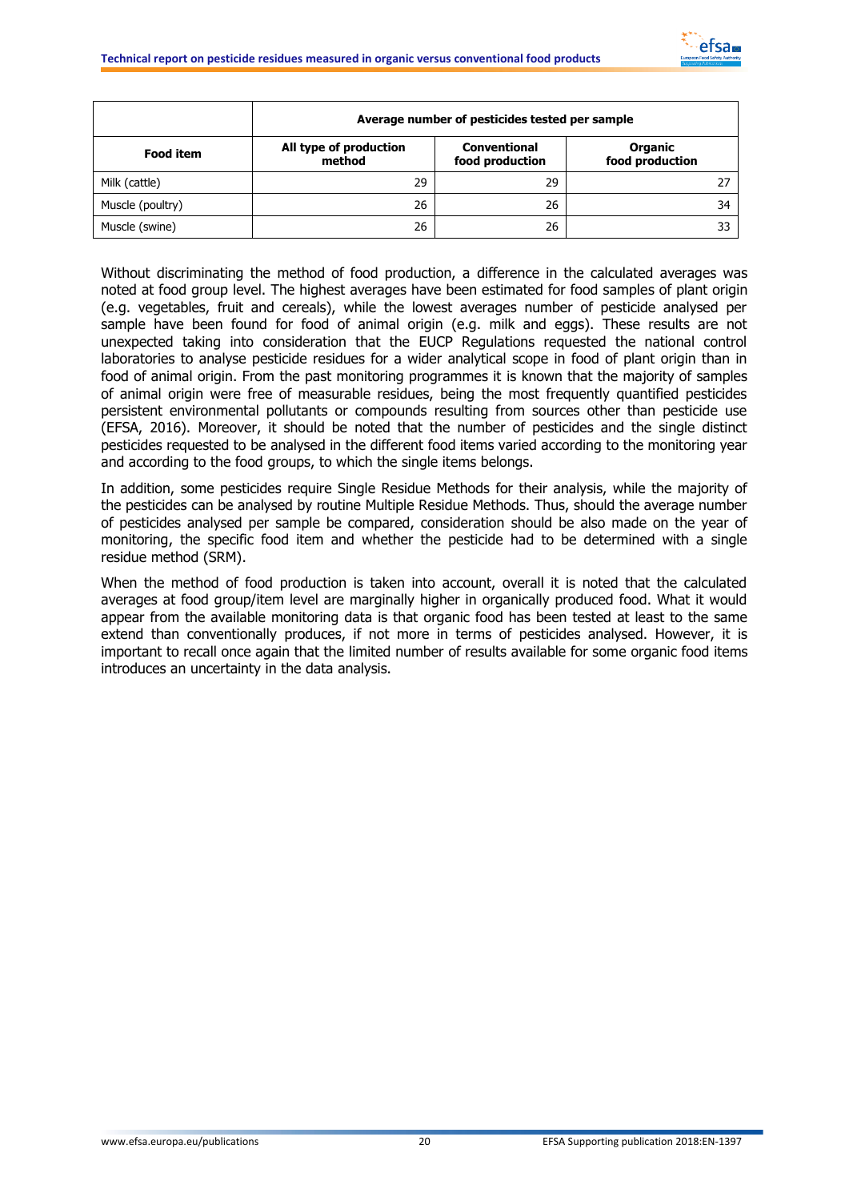| | Average number of pesticides tested per sample | | |
|---|---|---|---|
| **Food item** | **All type of production method** | **Conventional food production** | **Organic food production** |
| Milk (cattle) | 29 | 29 | 27 |
| Muscle (poultry) | 26 | 26 | 34 |
| Muscle (swine) | 26 | 26 | 33 |

Without discriminating the method of food production, a difference in the calculated averages was noted at food group level. The highest averages have been estimated for food samples of plant origin (e.g. vegetables, fruit and cereals), while the lowest averages number of pesticide analysed per sample have been found for food of animal origin (e.g. milk and eggs). These results are not unexpected taking into consideration that the EUCP Regulations requested the national control laboratories to analyse pesticide residues for a wider analytical scope in food of plant origin than in food of animal origin. From the past monitoring programmes it is known that the majority of samples of animal origin were free of measurable residues, being the most frequently quantified pesticides persistent environmental pollutants or compounds resulting from sources other than pesticide use (EFSA, 2016). Moreover, it should be noted that the number of pesticides and the single distinct pesticides requested to be analysed in the different food items varied according to the monitoring year and according to the food groups, to which the single items belongs.

In addition, some pesticides require Single Residue Methods for their analysis, while the majority of the pesticides can be analysed by routine Multiple Residue Methods. Thus, should the average number of pesticides analysed per sample be compared, consideration should be also made on the year of monitoring, the specific food item and whether the pesticide had to be determined with a single residue method (SRM).

When the method of food production is taken into account, overall it is noted that the calculated averages at food group/item level are marginally higher in organically produced food. What it would appear from the available monitoring data is that organic food has been tested at least to the same extend than conventionally produces, if not more in terms of pesticides analysed. However, it is important to recall once again that the limited number of results available for some organic food items introduces an uncertainty in the data analysis.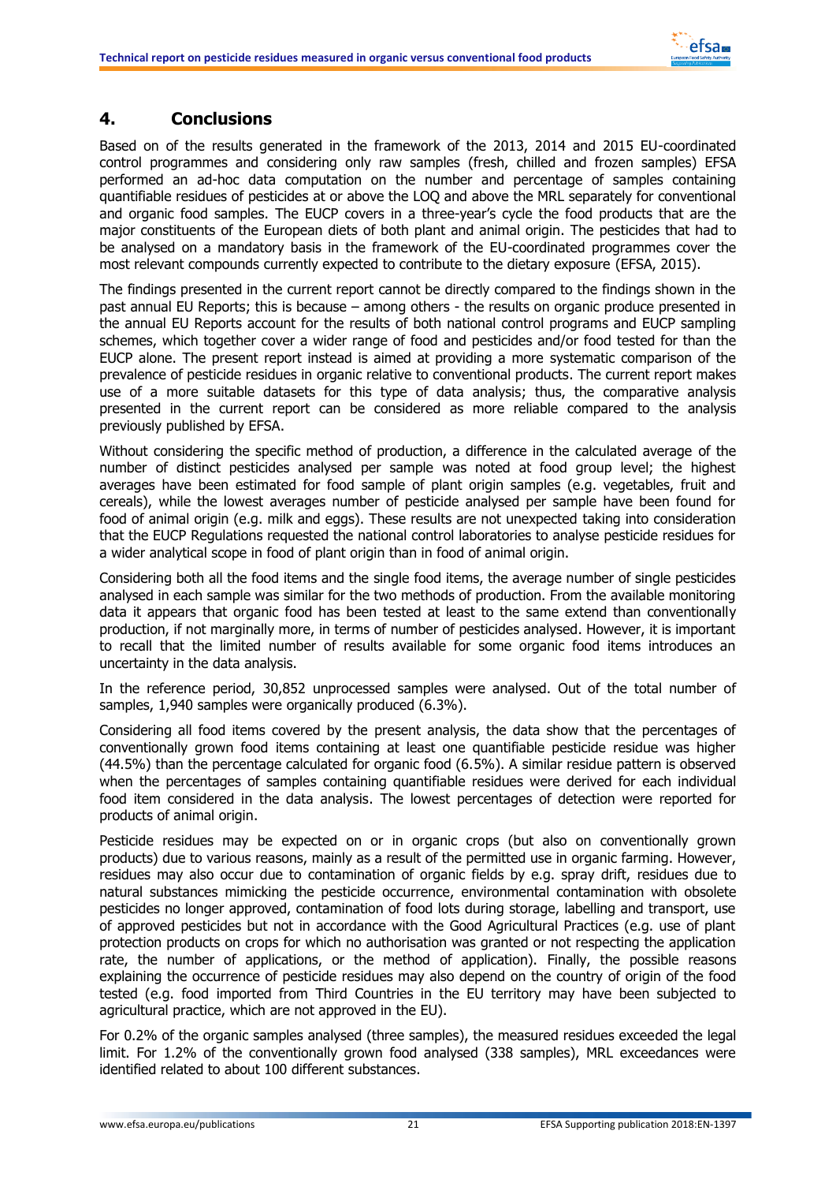## 4. Conclusions

Based on of the results generated in the framework of the 2013, 2014 and 2015 EU-coordinated control programmes and considering only raw samples (fresh, chilled and frozen samples) EFSA performed an ad-hoc data computation on the number and percentage of samples containing quantifiable residues of pesticides at or above the LOQ and above the MRL separately for conventional and organic food samples. The EUCP covers in a three-year's cycle the food products that are the major constituents of the European diets of both plant and animal origin. The pesticides that had to be analysed on a mandatory basis in the framework of the EU-coordinated programmes cover the most relevant compounds currently expected to contribute to the dietary exposure (EFSA, 2015).

The findings presented in the current report cannot be directly compared to the findings shown in the past annual EU Reports; this is because – among others - the results on organic produce presented in the annual EU Reports account for the results of both national control programs and EUCP sampling schemes, which together cover a wider range of food and pesticides and/or food tested for than the EUCP alone. The present report instead is aimed at providing a more systematic comparison of the prevalence of pesticide residues in organic relative to conventional products. The current report makes use of a more suitable datasets for this type of data analysis; thus, the comparative analysis presented in the current report can be considered as more reliable compared to the analysis previously published by EFSA.

Without considering the specific method of production, a difference in the calculated average of the number of distinct pesticides analysed per sample was noted at food group level; the highest averages have been estimated for food sample of plant origin samples (e.g. vegetables, fruit and cereals), while the lowest averages number of pesticide analysed per sample have been found for food of animal origin (e.g. milk and eggs). These results are not unexpected taking into consideration that the EUCP Regulations requested the national control laboratories to analyse pesticide residues for a wider analytical scope in food of plant origin than in food of animal origin.

Considering both all the food items and the single food items, the average number of single pesticides analysed in each sample was similar for the two methods of production. From the available monitoring data it appears that organic food has been tested at least to the same extend than conventionally production, if not marginally more, in terms of number of pesticides analysed. However, it is important to recall that the limited number of results available for some organic food items introduces an uncertainty in the data analysis.

In the reference period, 30,852 unprocessed samples were analysed. Out of the total number of samples, 1,940 samples were organically produced (6.3%).

Considering all food items covered by the present analysis, the data show that the percentages of conventionally grown food items containing at least one quantifiable pesticide residue was higher (44.5%) than the percentage calculated for organic food (6.5%). A similar residue pattern is observed when the percentages of samples containing quantifiable residues were derived for each individual food item considered in the data analysis. The lowest percentages of detection were reported for products of animal origin.

Pesticide residues may be expected on or in organic crops (but also on conventionally grown products) due to various reasons, mainly as a result of the permitted use in organic farming. However, residues may also occur due to contamination of organic fields by e.g. spray drift, residues due to natural substances mimicking the pesticide occurrence, environmental contamination with obsolete pesticides no longer approved, contamination of food lots during storage, labelling and transport, use of approved pesticides but not in accordance with the Good Agricultural Practices (e.g. use of plant protection products on crops for which no authorisation was granted or not respecting the application rate, the number of applications, or the method of application). Finally, the possible reasons explaining the occurrence of pesticide residues may also depend on the country of origin of the food tested (e.g. food imported from Third Countries in the EU territory may have been subjected to agricultural practice, which are not approved in the EU).

For 0.2% of the organic samples analysed (three samples), the measured residues exceeded the legal limit. For 1.2% of the conventionally grown food analysed (338 samples), MRL exceedances were identified related to about 100 different substances.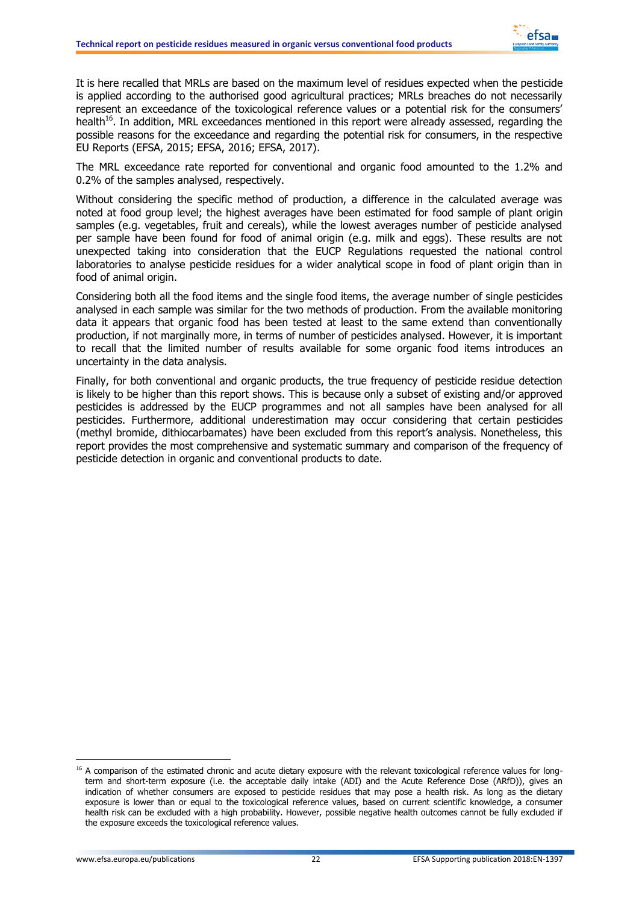It is here recalled that MRLs are based on the maximum level of residues expected when the pesticide is applied according to the authorised good agricultural practices; MRLs breaches do not necessarily represent an exceedance of the toxicological reference values or a potential risk for the consumers' health[16]. In addition, MRL exceedances mentioned in this report were already assessed, regarding the possible reasons for the exceedance and regarding the potential risk for consumers, in the respective EU Reports (EFSA, 2015; EFSA, 2016; EFSA, 2017).

The MRL exceedance rate reported for conventional and organic food amounted to the 1.2% and 0.2% of the samples analysed, respectively.

Without considering the specific method of production, a difference in the calculated average was noted at food group level; the highest averages have been estimated for food sample of plant origin samples (e.g. vegetables, fruit and cereals), while the lowest averages number of pesticide analysed per sample have been found for food of animal origin (e.g. milk and eggs). These results are not unexpected taking into consideration that the EUCP Regulations requested the national control laboratories to analyse pesticide residues for a wider analytical scope in food of plant origin than in food of animal origin.

Considering both all the food items and the single food items, the average number of single pesticides analysed in each sample was similar for the two methods of production. From the available monitoring data it appears that organic food has been tested at least to the same extend than conventionally production, if not marginally more, in terms of number of pesticides analysed. However, it is important to recall that the limited number of results available for some organic food items introduces an uncertainty in the data analysis.

Finally, for both conventional and organic products, the true frequency of pesticide residue detection is likely to be higher than this report shows. This is because only a subset of existing and/or approved pesticides is addressed by the EUCP programmes and not all samples have been analysed for all pesticides. Furthermore, additional underestimation may occur considering that certain pesticides (methyl bromide, dithiocarbamates) have been excluded from this report's analysis. Nonetheless, this report provides the most comprehensive and systematic summary and comparison of the frequency of pesticide detection in organic and conventional products to date.

[16] A comparison of the estimated chronic and acute dietary exposure with the relevant toxicological reference values for long-term and short-term exposure (i.e. the acceptable daily intake (ADI) and the Acute Reference Dose (ARfD)), gives an indication of whether consumers are exposed to pesticide residues that may pose a health risk. As long as the dietary exposure is lower than or equal to the toxicological reference values, based on current scientific knowledge, a consumer health risk can be excluded with a high probability. However, possible negative health outcomes cannot be fully excluded if the exposure exceeds the toxicological reference values.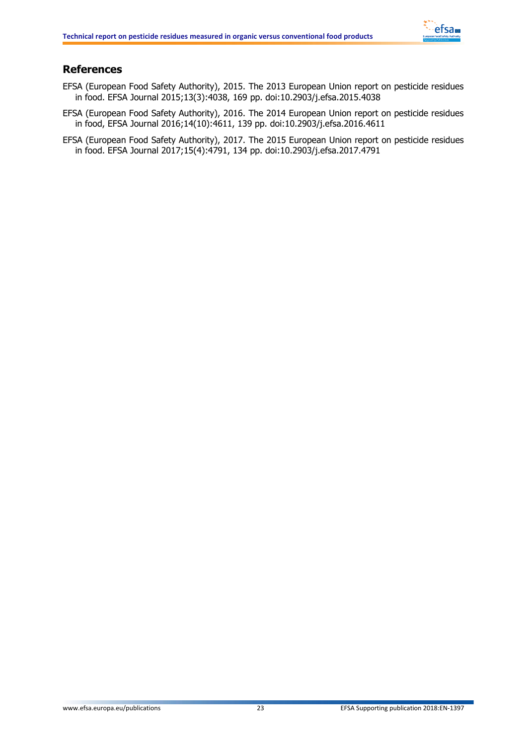# References

EFSA (European Food Safety Authority), 2015. The 2013 European Union report on pesticide residues in food. EFSA Journal 2015;13(3):4038, 169 pp. doi:10.2903/j.efsa.2015.4038

EFSA (European Food Safety Authority), 2016. The 2014 European Union report on pesticide residues in food, EFSA Journal 2016;14(10):4611, 139 pp. doi:10.2903/j.efsa.2016.4611

EFSA (European Food Safety Authority), 2017. The 2015 European Union report on pesticide residues in food. EFSA Journal 2017;15(4):4791, 134 pp. doi:10.2903/j.efsa.2017.4791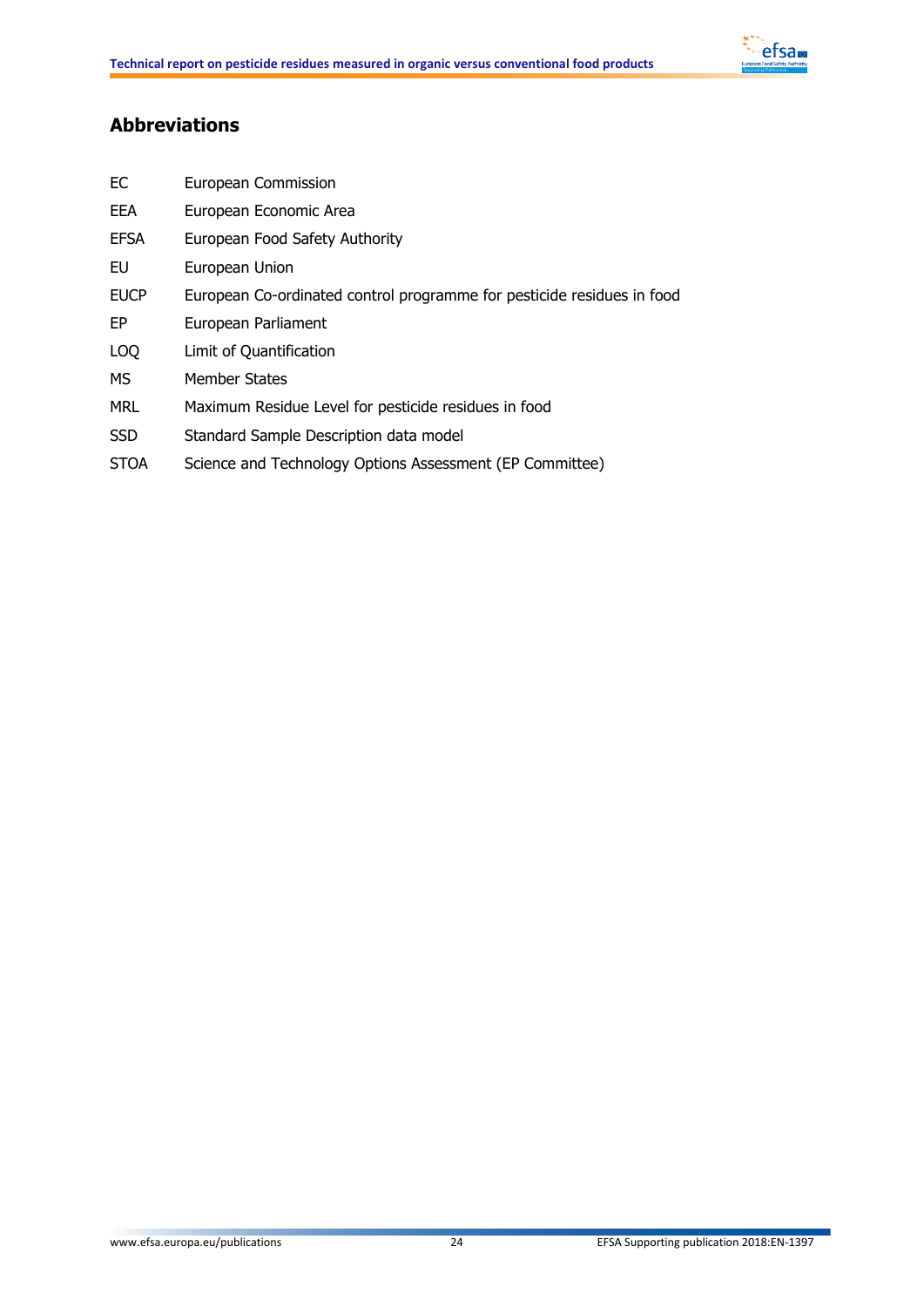## Abbreviations

| | |
|---|---|
| EC | European Commission |
| EEA | European Economic Area |
| EFSA | European Food Safety Authority |
| EU | European Union |
| EUCP | European Co-ordinated control programme for pesticide residues in food |
| EP | European Parliament |
| LOQ | Limit of Quantification |
| MS | Member States |
| MRL | Maximum Residue Level for pesticide residues in food |
| SSD | Standard Sample Description data model |
| STOA | Science and Technology Options Assessment (EP Committee) |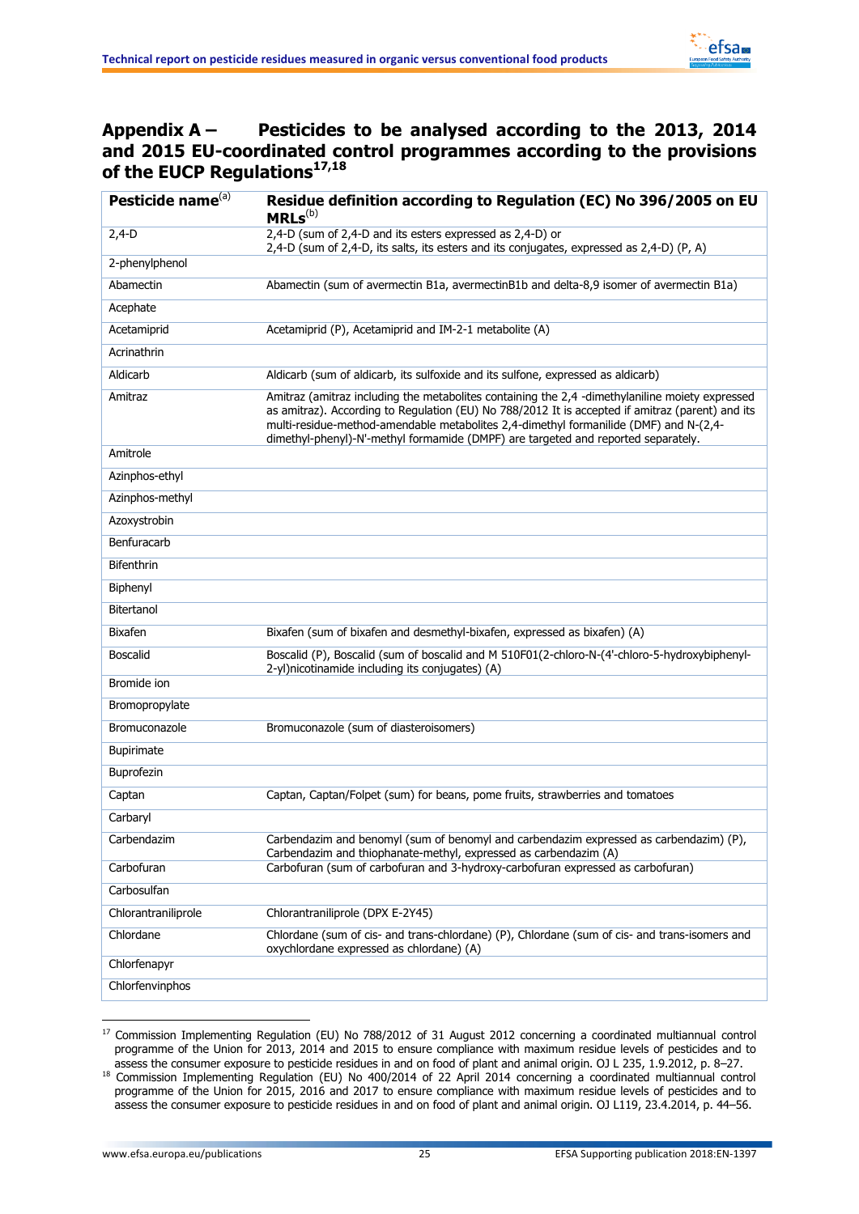# Appendix A – Pesticides to be analysed according to the 2013, 2014 and 2015 EU-coordinated control programmes according to the provisions of the EUCP Regulations[17,18]

| Pesticide name[(a)] | Residue definition according to Regulation (EC) No 396/2005 on EU MRLs[(b)] |
|---|---|
| 2,4-D | 2,4-D (sum of 2,4-D and its esters expressed as 2,4-D) or<br>2,4-D (sum of 2,4-D, its salts, its esters and its conjugates, expressed as 2,4-D) (P, A) |
| 2-phenylphenol | |
| Abamectin | Abamectin (sum of avermectin B1a, avermectinB1b and delta-8,9 isomer of avermectin B1a) |
| Acephate | |
| Acetamiprid | Acetamiprid (P), Acetamiprid and IM-2-1 metabolite (A) |
| Acrinathrin | |
| Aldicarb | Aldicarb (sum of aldicarb, its sulfoxide and its sulfone, expressed as aldicarb) |
| Amitraz | Amitraz (amitraz including the metabolites containing the 2,4 -dimethylaniline moiety expressed as amitraz). According to Regulation (EU) No 788/2012 It is accepted if amitraz (parent) and its multi-residue-method-amendable metabolites 2,4-dimethyl formanilide (DMF) and N-(2,4-dimethyl-phenyl)-N'-methyl formamide (DMPF) are targeted and reported separately. |
| Amitrole | |
| Azinphos-ethyl | |
| Azinphos-methyl | |
| Azoxystrobin | |
| Benfuracarb | |
| Bifenthrin | |
| Biphenyl | |
| Bitertanol | |
| Bixafen | Bixafen (sum of bixafen and desmethyl-bixafen, expressed as bixafen) (A) |
| Boscalid | Boscalid (P), Boscalid (sum of boscalid and M 510F01(2-chloro-N-(4'-chloro-5-hydroxybiphenyl-2-yl)nicotinamide including its conjugates) (A) |
| Bromide ion | |
| Bromopropylate | |
| Bromuconazole | Bromuconazole (sum of diasteroisomers) |
| Bupirimate | |
| Buprofezin | |
| Captan | Captan, Captan/Folpet (sum) for beans, pome fruits, strawberries and tomatoes |
| Carbaryl | |
| Carbendazim | Carbendazim and benomyl (sum of benomyl and carbendazim expressed as carbendazim) (P),<br>Carbendazim and thiophanate-methyl, expressed as carbendazim (A) |
| Carbofuran | Carbofuran (sum of carbofuran and 3-hydroxy-carbofuran expressed as carbofuran) |
| Carbosulfan | |
| Chlorantraniliprole | Chlorantraniliprole (DPX E-2Y45) |
| Chlordane | Chlordane (sum of cis- and trans-chlordane) (P), Chlordane (sum of cis- and trans-isomers and oxychlordane expressed as chlordane) (A) |
| Chlorfenapyr | |
| Chlorfenvinphos | |

[17] Commission Implementing Regulation (EU) No 788/2012 of 31 August 2012 concerning a coordinated multiannual control programme of the Union for 2013, 2014 and 2015 to ensure compliance with maximum residue levels of pesticides and to assess the consumer exposure to pesticide residues in and on food of plant and animal origin. OJ L 235, 1.9.2012, p. 8–27.

[18] Commission Implementing Regulation (EU) No 400/2014 of 22 April 2014 concerning a coordinated multiannual control programme of the Union for 2015, 2016 and 2017 to ensure compliance with maximum residue levels of pesticides and to assess the consumer exposure to pesticide residues in and on food of plant and animal origin. OJ L119, 23.4.2014, p. 44–56.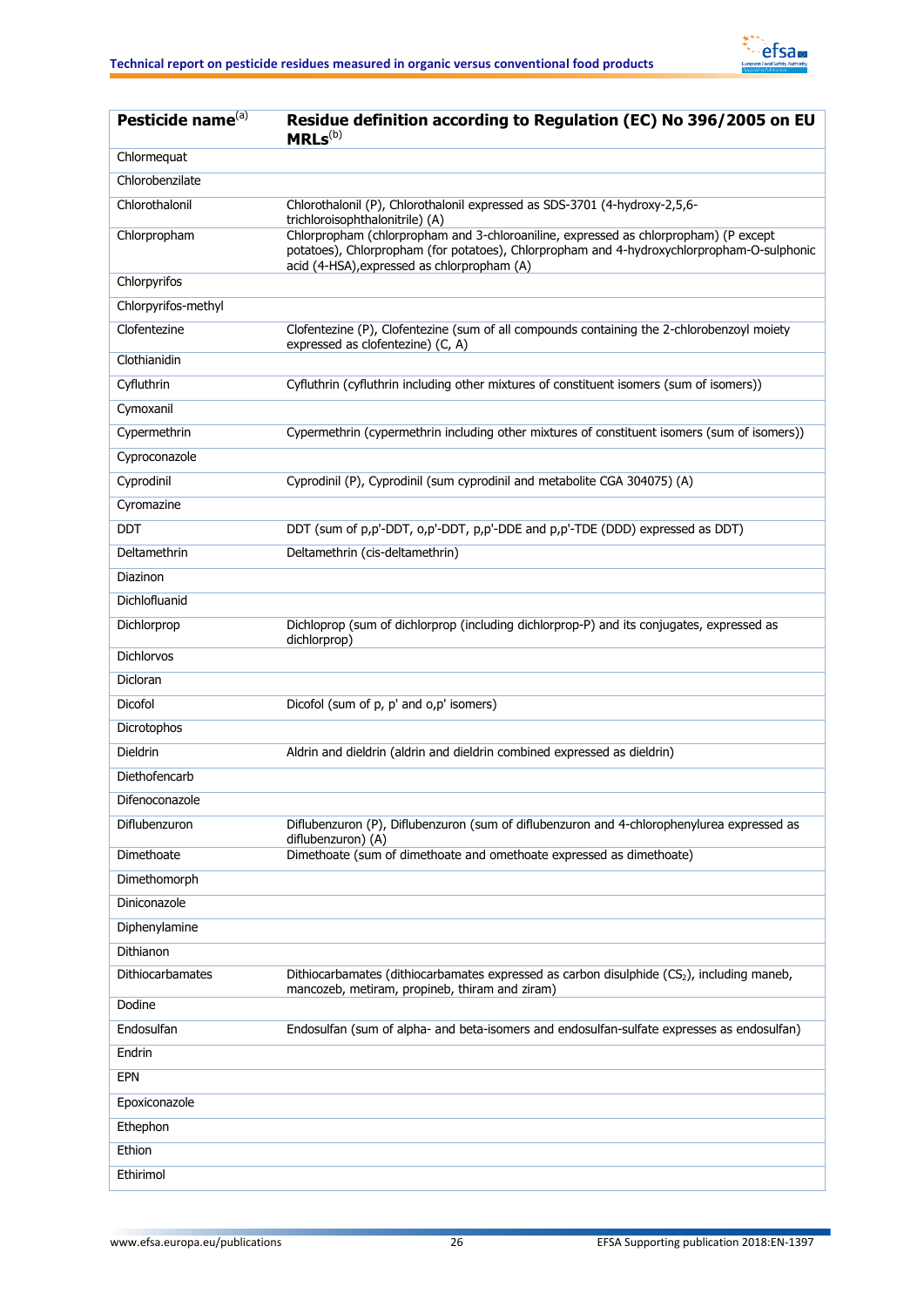| Pesticide name[a] | Residue definition according to Regulation (EC) No 396/2005 on EU MRLs[b] |
|---|---|
| Chlormequat | |
| Chlorobenzilate | |
| Chlorothalonil | Chlorothalonil (P), Chlorothalonil expressed as SDS-3701 (4-hydroxy-2,5,6-trichloroisophthalonitrile) (A) |
| Chlorpropham | Chlorpropham (chlorpropham and 3-chloroaniline, expressed as chlorpropham) (P except potatoes), Chlorpropham (for potatoes), Chlorpropham and 4-hydroxychlorpropham-O-sulphonic acid (4-HSA),expressed as chlorpropham (A) |
| Chlorpyrifos | |
| Chlorpyrifos-methyl | |
| Clofentezine | Clofentezine (P), Clofentezine (sum of all compounds containing the 2-chlorobenzoyl moiety expressed as clofentezine) (C, A) |
| Clothianidin | |
| Cyfluthrin | Cyfluthrin (cyfluthrin including other mixtures of constituent isomers (sum of isomers)) |
| Cymoxanil | |
| Cypermethrin | Cypermethrin (cypermethrin including other mixtures of constituent isomers (sum of isomers)) |
| Cyproconazole | |
| Cyprodinil | Cyprodinil (P), Cyprodinil (sum cyprodinil and metabolite CGA 304075) (A) |
| Cyromazine | |
| DDT | DDT (sum of p,p'-DDT, o,p'-DDT, p,p'-DDE and p,p'-TDE (DDD) expressed as DDT) |
| Deltamethrin | Deltamethrin (cis-deltamethrin) |
| Diazinon | |
| Dichlofluanid | |
| Dichlorprop | Dichloprop (sum of dichlorprop (including dichlorprop-P) and its conjugates, expressed as dichlorprop) |
| Dichlorvos | |
| Dicloran | |
| Dicofol | Dicofol (sum of p, p' and o,p' isomers) |
| Dicrotophos | |
| Dieldrin | Aldrin and dieldrin (aldrin and dieldrin combined expressed as dieldrin) |
| Diethofencarb | |
| Difenoconazole | |
| Diflubenzuron | Diflubenzuron (P), Diflubenzuron (sum of diflubenzuron and 4-chlorophenylurea expressed as diflubenzuron) (A) |
| Dimethoate | Dimethoate (sum of dimethoate and omethoate expressed as dimethoate) |
| Dimethomorph | |
| Diniconazole | |
| Diphenylamine | |
| Dithianon | |
| Dithiocarbamates | Dithiocarbamates (dithiocarbamates expressed as carbon disulphide ($CS_2$), including maneb, mancozeb, metiram, propineb, thiram and ziram) |
| Dodine | |
| Endosulfan | Endosulfan (sum of alpha- and beta-isomers and endosulfan-sulfate expresses as endosulfan) |
| Endrin | |
| EPN | |
| Epoxiconazole | |
| Ethephon | |
| Ethion | |
| Ethirimol | |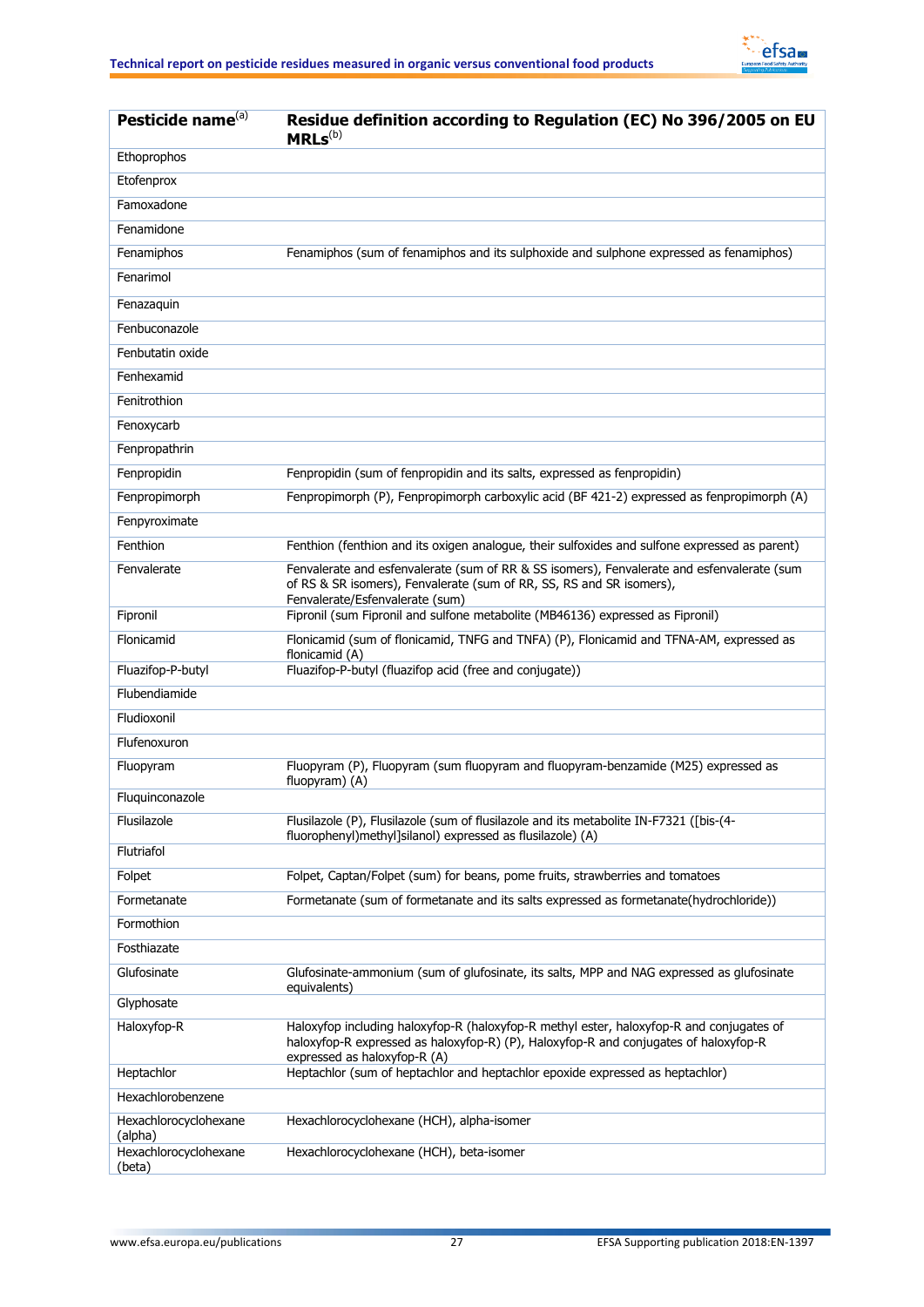| Pesticide name[(a)] | Residue definition according to Regulation (EC) No 396/2005 on EU MRLs[(b)] |
|---|---|
| Ethoprophos | |
| Etofenprox | |
| Famoxadone | |
| Fenamidone | |
| Fenamiphos | Fenamiphos (sum of fenamiphos and its sulphoxide and sulphone expressed as fenamiphos) |
| Fenarimol | |
| Fenazaquin | |
| Fenbuconazole | |
| Fenbutatin oxide | |
| Fenhexamid | |
| Fenitrothion | |
| Fenoxycarb | |
| Fenpropathrin | |
| Fenpropidin | Fenpropidin (sum of fenpropidin and its salts, expressed as fenpropidin) |
| Fenpropimorph | Fenpropimorph (P), Fenpropimorph carboxylic acid (BF 421-2) expressed as fenpropimorph (A) |
| Fenpyroximate | |
| Fenthion | Fenthion (fenthion and its oxigen analogue, their sulfoxides and sulfone expressed as parent) |
| Fenvalerate | Fenvalerate and esfenvalerate (sum of RR & SS isomers), Fenvalerate and esfenvalerate (sum of RS & SR isomers), Fenvalerate (sum of RR, SS, RS and SR isomers), Fenvalerate/Esfenvalerate (sum) |
| Fipronil | Fipronil (sum Fipronil and sulfone metabolite (MB46136) expressed as Fipronil) |
| Flonicamid | Flonicamid (sum of flonicamid, TNFG and TNFA) (P), Flonicamid and TFNA-AM, expressed as flonicamid (A) |
| Fluazifop-P-butyl | Fluazifop-P-butyl (fluazifop acid (free and conjugate)) |
| Flubendiamide | |
| Fludioxonil | |
| Flufenoxuron | |
| Fluopyram | Fluopyram (P), Fluopyram (sum fluopyram and fluopyram-benzamide (M25) expressed as fluopyram) (A) |
| Fluquinconazole | |
| Flusilazole | Flusilazole (P), Flusilazole (sum of flusilazole and its metabolite IN-F7321 ([bis-(4-fluorophenyl)methyl]silanol) expressed as flusilazole) (A) |
| Flutriafol | |
| Folpet | Folpet, Captan/Folpet (sum) for beans, pome fruits, strawberries and tomatoes |
| Formetanate | Formetanate (sum of formetanate and its salts expressed as formetanate(hydrochloride)) |
| Formothion | |
| Fosthiazate | |
| Glufosinate | Glufosinate-ammonium (sum of glufosinate, its salts, MPP and NAG expressed as glufosinate equivalents) |
| Glyphosate | |
| Haloxyfop-R | Haloxyfop including haloxyfop-R (haloxyfop-R methyl ester, haloxyfop-R and conjugates of haloxyfop-R expressed as haloxyfop-R) (P), Haloxyfop-R and conjugates of haloxyfop-R expressed as haloxyfop-R (A) |
| Heptachlor | Heptachlor (sum of heptachlor and heptachlor epoxide expressed as heptachlor) |
| Hexachlorobenzene | |
| Hexachlorocyclohexane (alpha) | Hexachlorocyclohexane (HCH), alpha-isomer |
| Hexachlorocyclohexane (beta) | Hexachlorocyclohexane (HCH), beta-isomer |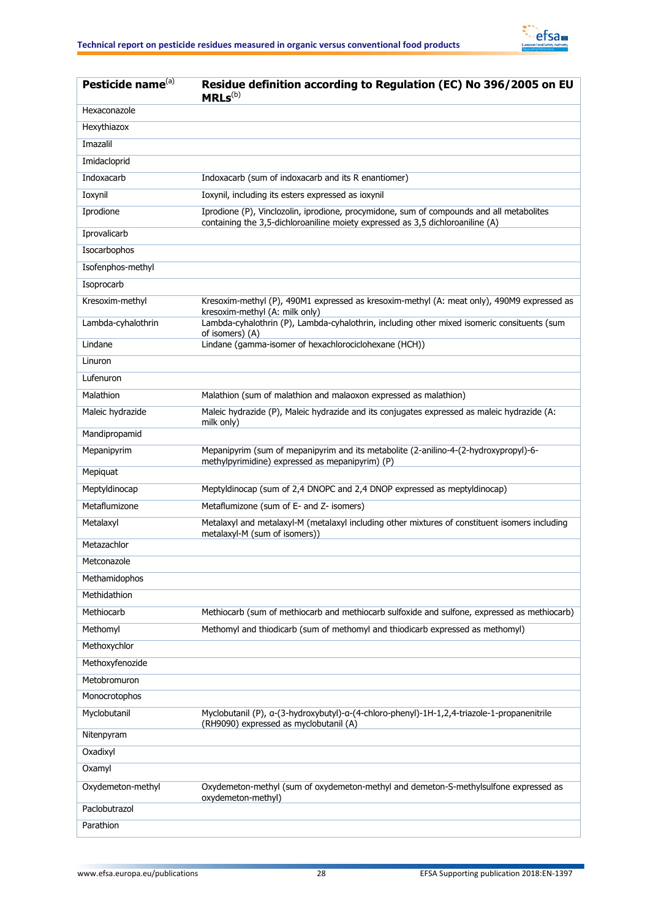| Pesticide name[(a)] | Residue definition according to Regulation (EC) No 396/2005 on EU MRLs[(b)] |
|---|---|
| Hexaconazole | |
| Hexythiazox | |
| Imazalil | |
| Imidacloprid | |
| Indoxacarb | Indoxacarb (sum of indoxacarb and its R enantiomer) |
| Ioxynil | Ioxynil, including its esters expressed as ioxynil |
| Iprodione | Iprodione (P), Vinclozolin, iprodione, procymidone, sum of compounds and all metabolites containing the 3,5-dichloroaniline moiety expressed as 3,5 dichloroaniline (A) |
| Iprovalicarb | |
| Isocarbophos | |
| Isofenphos-methyl | |
| Isoprocarb | |
| Kresoxim-methyl | Kresoxim-methyl (P), 490M1 expressed as kresoxim-methyl (A: meat only), 490M9 expressed as kresoxim-methyl (A: milk only) |
| Lambda-cyhalothrin | Lambda-cyhalothrin (P), Lambda-cyhalothrin, including other mixed isomeric consituents (sum of isomers) (A) |
| Lindane | Lindane (gamma-isomer of hexachlorociclohexane (HCH)) |
| Linuron | |
| Lufenuron | |
| Malathion | Malathion (sum of malathion and malaoxon expressed as malathion) |
| Maleic hydrazide | Maleic hydrazide (P), Maleic hydrazide and its conjugates expressed as maleic hydrazide (A: milk only) |
| Mandipropamid | |
| Mepanipyrim | Mepanipyrim (sum of mepanipyrim and its metabolite (2-anilino-4-(2-hydroxypropyl)-6-methylpyrimidine) expressed as mepanipyrim) (P) |
| Mepiquat | |
| Meptyldinocap | Meptyldinocap (sum of 2,4 DNOPC and 2,4 DNOP expressed as meptyldinocap) |
| Metaflumizone | Metaflumizone (sum of E- and Z- isomers) |
| Metalaxyl | Metalaxyl and metalaxyl-M (metalaxyl including other mixtures of constituent isomers including metalaxyl-M (sum of isomers)) |
| Metazachlor | |
| Metconazole | |
| Methamidophos | |
| Methidathion | |
| Methiocarb | Methiocarb (sum of methiocarb and methiocarb sulfoxide and sulfone, expressed as methiocarb) |
| Methomyl | Methomyl and thiodicarb (sum of methomyl and thiodicarb expressed as methomyl) |
| Methoxychlor | |
| Methoxyfenozide | |
| Metobromuron | |
| Monocrotophos | |
| Myclobutanil | Myclobutanil (P), α-(3-hydroxybutyl)-α-(4-chloro-phenyl)-1H-1,2,4-triazole-1-propanenitrile (RH9090) expressed as myclobutanil (A) |
| Nitenpyram | |
| Oxadixyl | |
| Oxamyl | |
| Oxydemeton-methyl | Oxydemeton-methyl (sum of oxydemeton-methyl and demeton-S-methylsulfone expressed as oxydemeton-methyl) |
| Paclobutrazol | |
| Parathion | |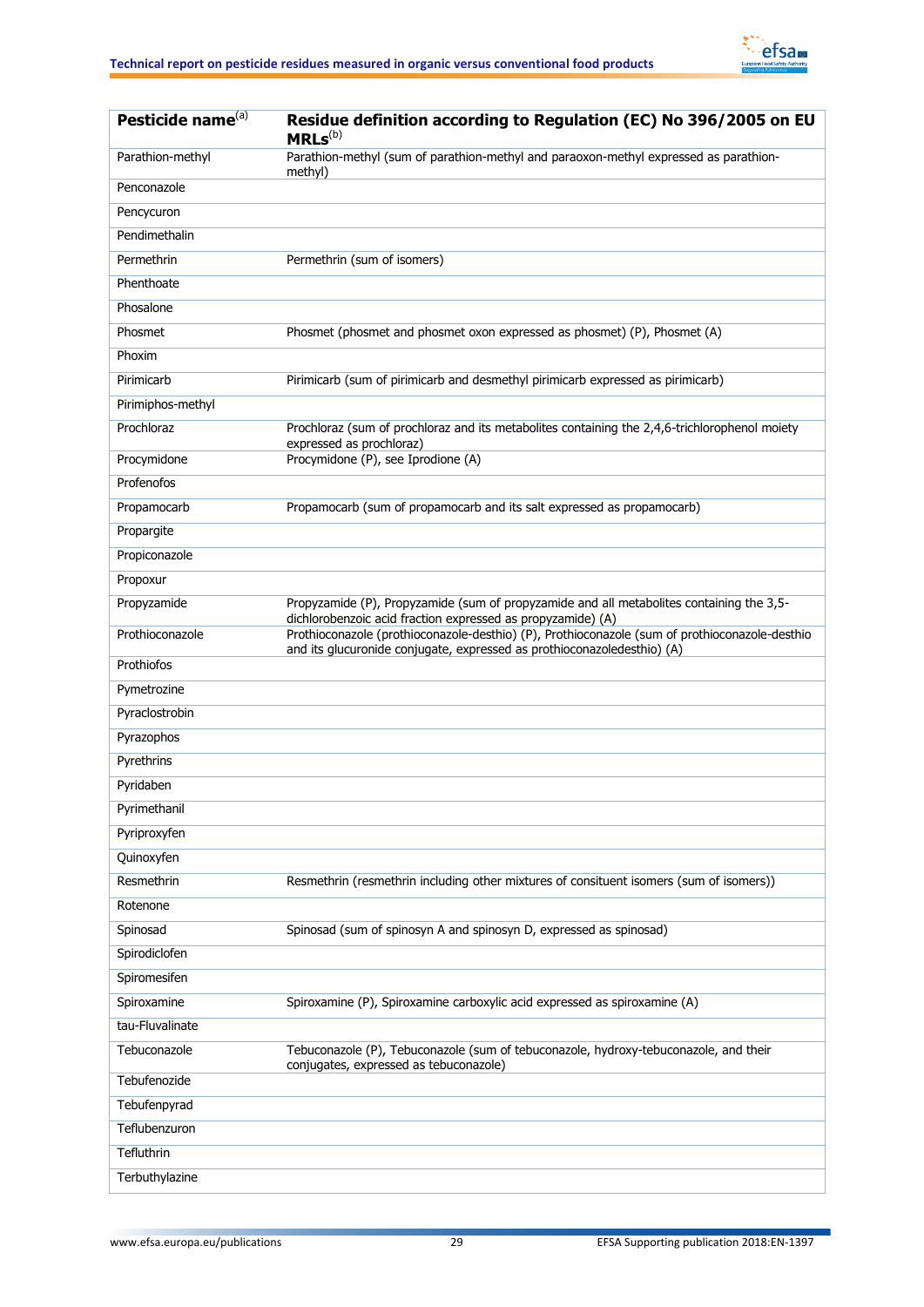| Pesticide name[(a)] | Residue definition according to Regulation (EC) No 396/2005 on EU MRLs[(b)] |
|---|---|
| Parathion-methyl | Parathion-methyl (sum of parathion-methyl and paraoxon-methyl expressed as parathion-methyl) |
| Penconazole | |
| Pencycuron | |
| Pendimethalin | |
| Permethrin | Permethrin (sum of isomers) |
| Phenthoate | |
| Phosalone | |
| Phosmet | Phosmet (phosmet and phosmet oxon expressed as phosmet) (P), Phosmet (A) |
| Phoxim | |
| Pirimicarb | Pirimicarb (sum of pirimicarb and desmethyl pirimicarb expressed as pirimicarb) |
| Pirimiphos-methyl | |
| Prochloraz | Prochloraz (sum of prochloraz and its metabolites containing the 2,4,6-trichlorophenol moiety expressed as prochloraz) |
| Procymidone | Procymidone (P), see Iprodione (A) |
| Profenofos | |
| Propamocarb | Propamocarb (sum of propamocarb and its salt expressed as propamocarb) |
| Propargite | |
| Propiconazole | |
| Propoxur | |
| Propyzamide | Propyzamide (P), Propyzamide (sum of propyzamide and all metabolites containing the 3,5-dichlorobenzoic acid fraction expressed as propyzamide) (A) |
| Prothioconazole | Prothioconazole (prothioconazole-desthio) (P), Prothioconazole (sum of prothioconazole-desthio and its glucuronide conjugate, expressed as prothioconazoledesthio) (A) |
| Prothiofos | |
| Pymetrozine | |
| Pyraclostrobin | |
| Pyrazophos | |
| Pyrethrins | |
| Pyridaben | |
| Pyrimethanil | |
| Pyriproxyfen | |
| Quinoxyfen | |
| Resmethrin | Resmethrin (resmethrin including other mixtures of consituent isomers (sum of isomers)) |
| Rotenone | |
| Spinosad | Spinosad (sum of spinosyn A and spinosyn D, expressed as spinosad) |
| Spirodiclofen | |
| Spiromesifen | |
| Spiroxamine | Spiroxamine (P), Spiroxamine carboxylic acid expressed as spiroxamine (A) |
| tau-Fluvalinate | |
| Tebuconazole | Tebuconazole (P), Tebuconazole (sum of tebuconazole, hydroxy-tebuconazole, and their conjugates, expressed as tebuconazole) |
| Tebufenozide | |
| Tebufenpyrad | |
| Teflubenzuron | |
| Tefluthrin | |
| Terbuthylazine | |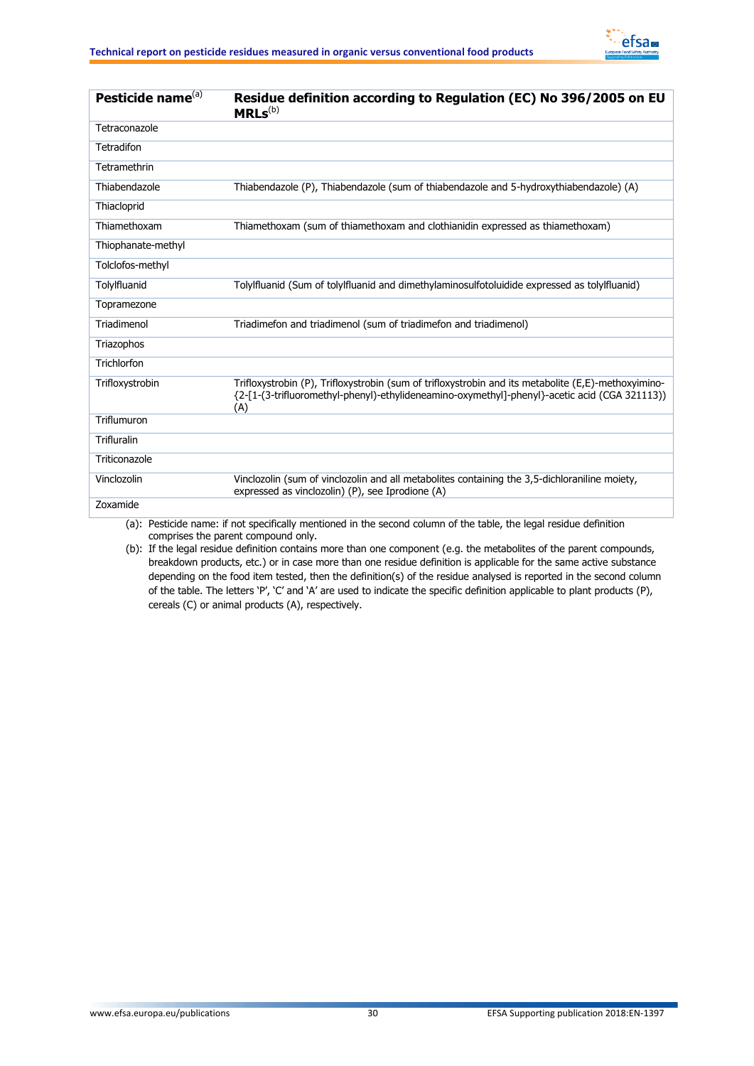| Pesticide name[(a)] | Residue definition according to Regulation (EC) No 396/2005 on EU MRLs[(b)] |
|---|---|
| Tetraconazole | |
| Tetradifon | |
| Tetramethrin | |
| Thiabendazole | Thiabendazole (P), Thiabendazole (sum of thiabendazole and 5-hydroxythiabendazole) (A) |
| Thiacloprid | |
| Thiamethoxam | Thiamethoxam (sum of thiamethoxam and clothianidin expressed as thiamethoxam) |
| Thiophanate-methyl | |
| Tolclofos-methyl | |
| Tolylfluanid | Tolylfluanid (Sum of tolylfluanid and dimethylaminosulfotoluidide expressed as tolylfluanid) |
| Topramezone | |
| Triadimenol | Triadimefon and triadimenol (sum of triadimefon and triadimenol) |
| Triazophos | |
| Trichlorfon | |
| Trifloxystrobin | Trifloxystrobin (P), Trifloxystrobin (sum of trifloxystrobin and its metabolite (E,E)-methoxyimino-{2-[1-(3-trifluoromethyl-phenyl)-ethylideneamino-oxymethyl]-phenyl}-acetic acid (CGA 321113)) (A) |
| Triflumuron | |
| Trifluralin | |
| Triticonazole | |
| Vinclozolin | Vinclozolin (sum of vinclozolin and all metabolites containing the 3,5-dichloraniline moiety, expressed as vinclozolin) (P), see Iprodione (A) |
| Zoxamide | |

(a): Pesticide name: if not specifically mentioned in the second column of the table, the legal residue definition comprises the parent compound only.

(b): If the legal residue definition contains more than one component (e.g. the metabolites of the parent compounds, breakdown products, etc.) or in case more than one residue definition is applicable for the same active substance depending on the food item tested, then the definition(s) of the residue analysed is reported in the second column of the table. The letters 'P', 'C' and 'A' are used to indicate the specific definition applicable to plant products (P), cereals (C) or animal products (A), respectively.